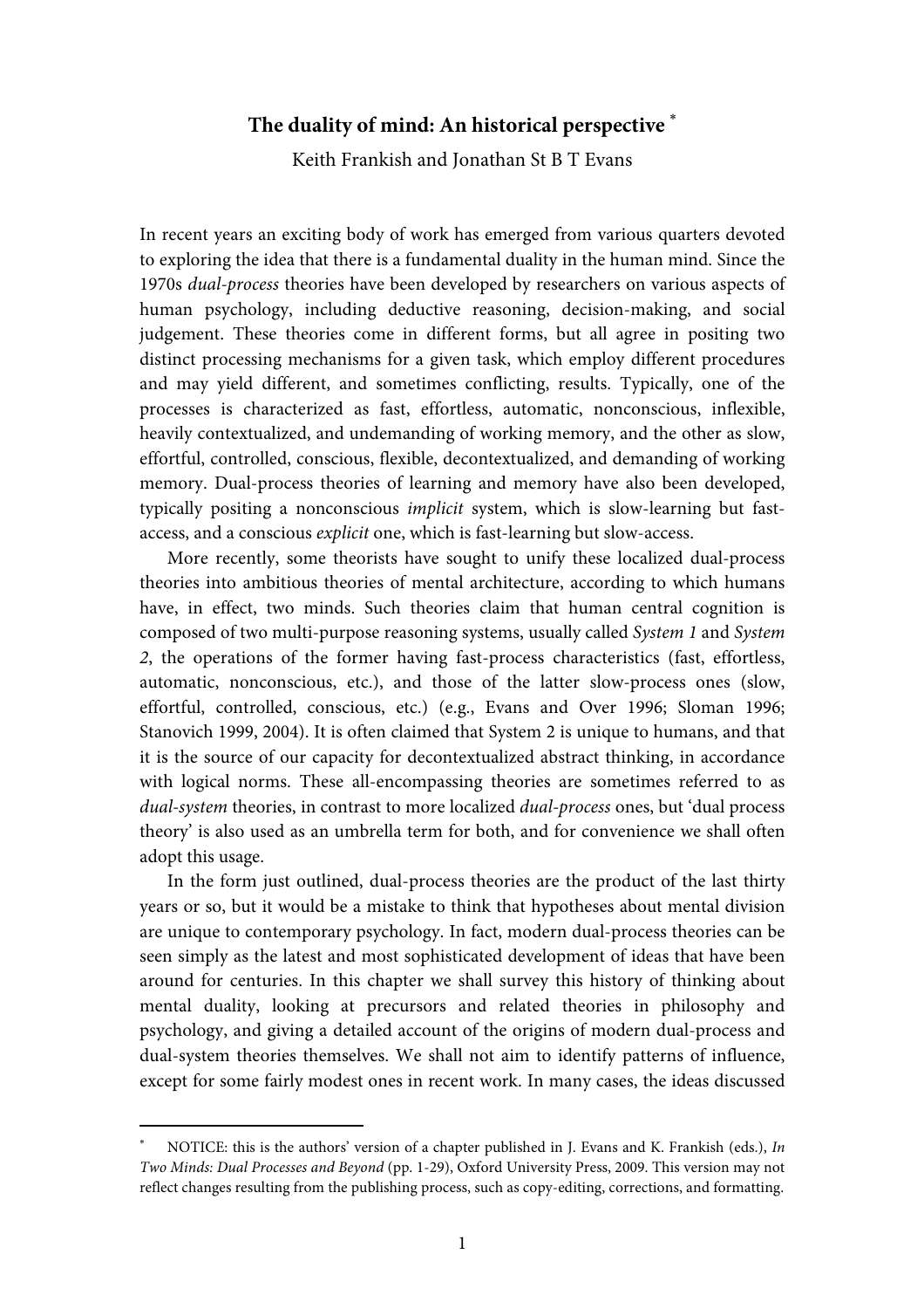# The duality of mind: An historical perspective [*]

Keith Frankish and Jonathan St B T Evans

In recent years an exciting body of work has emerged from various quarters devoted to exploring the idea that there is a fundamental duality in the human mind. Since the 1970s *dual-process* theories have been developed by researchers on various aspects of human psychology, including deductive reasoning, decision-making, and social judgement. These theories come in different forms, but all agree in positing two distinct processing mechanisms for a given task, which employ different procedures and may yield different, and sometimes conflicting, results. Typically, one of the processes is characterized as fast, effortless, automatic, nonconscious, inflexible, heavily contextualized, and undemanding of working memory, and the other as slow, effortful, controlled, conscious, flexible, decontextualized, and demanding of working memory. Dual-process theories of learning and memory have also been developed, typically positing a nonconscious *implicit* system, which is slow-learning but fast-access, and a conscious *explicit* one, which is fast-learning but slow-access.

More recently, some theorists have sought to unify these localized dual-process theories into ambitious theories of mental architecture, according to which humans have, in effect, two minds. Such theories claim that human central cognition is composed of two multi-purpose reasoning systems, usually called *System 1* and *System 2*, the operations of the former having fast-process characteristics (fast, effortless, automatic, nonconscious, etc.), and those of the latter slow-process ones (slow, effortful, controlled, conscious, etc.) (e.g., Evans and Over 1996; Sloman 1996; Stanovich 1999, 2004). It is often claimed that System 2 is unique to humans, and that it is the source of our capacity for decontextualized abstract thinking, in accordance with logical norms. These all-encompassing theories are sometimes referred to as *dual-system* theories, in contrast to more localized *dual-process* ones, but 'dual process theory' is also used as an umbrella term for both, and for convenience we shall often adopt this usage.

In the form just outlined, dual-process theories are the product of the last thirty years or so, but it would be a mistake to think that hypotheses about mental division are unique to contemporary psychology. In fact, modern dual-process theories can be seen simply as the latest and most sophisticated development of ideas that have been around for centuries. In this chapter we shall survey this history of thinking about mental duality, looking at precursors and related theories in philosophy and psychology, and giving a detailed account of the origins of modern dual-process and dual-system theories themselves. We shall not aim to identify patterns of influence, except for some fairly modest ones in recent work. In many cases, the ideas discussed

---

[*] NOTICE: this is the authors' version of a chapter published in J. Evans and K. Frankish (eds.), *In Two Minds: Dual Processes and Beyond* (pp. 1-29), Oxford University Press, 2009. This version may not reflect changes resulting from the publishing process, such as copy-editing, corrections, and formatting.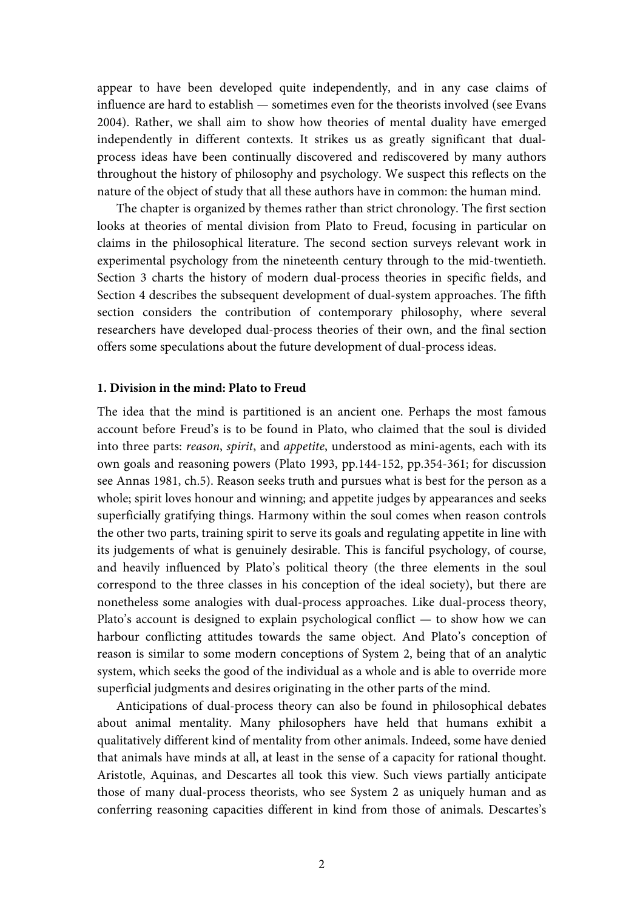appear to have been developed quite independently, and in any case claims of influence are hard to establish — sometimes even for the theorists involved (see Evans 2004). Rather, we shall aim to show how theories of mental duality have emerged independently in different contexts. It strikes us as greatly significant that dual-process ideas have been continually discovered and rediscovered by many authors throughout the history of philosophy and psychology. We suspect this reflects on the nature of the object of study that all these authors have in common: the human mind.

The chapter is organized by themes rather than strict chronology. The first section looks at theories of mental division from Plato to Freud, focusing in particular on claims in the philosophical literature. The second section surveys relevant work in experimental psychology from the nineteenth century through to the mid-twentieth. Section 3 charts the history of modern dual-process theories in specific fields, and Section 4 describes the subsequent development of dual-system approaches. The fifth section considers the contribution of contemporary philosophy, where several researchers have developed dual-process theories of their own, and the final section offers some speculations about the future development of dual-process ideas.

## 1. Division in the mind: Plato to Freud

The idea that the mind is partitioned is an ancient one. Perhaps the most famous account before Freud's is to be found in Plato, who claimed that the soul is divided into three parts: *reason*, *spirit*, and *appetite*, understood as mini-agents, each with its own goals and reasoning powers (Plato 1993, pp.144-152, pp.354-361; for discussion see Annas 1981, ch.5). Reason seeks truth and pursues what is best for the person as a whole; spirit loves honour and winning; and appetite judges by appearances and seeks superficially gratifying things. Harmony within the soul comes when reason controls the other two parts, training spirit to serve its goals and regulating appetite in line with its judgements of what is genuinely desirable. This is fanciful psychology, of course, and heavily influenced by Plato's political theory (the three elements in the soul correspond to the three classes in his conception of the ideal society), but there are nonetheless some analogies with dual-process approaches. Like dual-process theory, Plato's account is designed to explain psychological conflict — to show how we can harbour conflicting attitudes towards the same object. And Plato's conception of reason is similar to some modern conceptions of System 2, being that of an analytic system, which seeks the good of the individual as a whole and is able to override more superficial judgments and desires originating in the other parts of the mind.

Anticipations of dual-process theory can also be found in philosophical debates about animal mentality. Many philosophers have held that humans exhibit a qualitatively different kind of mentality from other animals. Indeed, some have denied that animals have minds at all, at least in the sense of a capacity for rational thought. Aristotle, Aquinas, and Descartes all took this view. Such views partially anticipate those of many dual-process theorists, who see System 2 as uniquely human and as conferring reasoning capacities different in kind from those of animals. Descartes's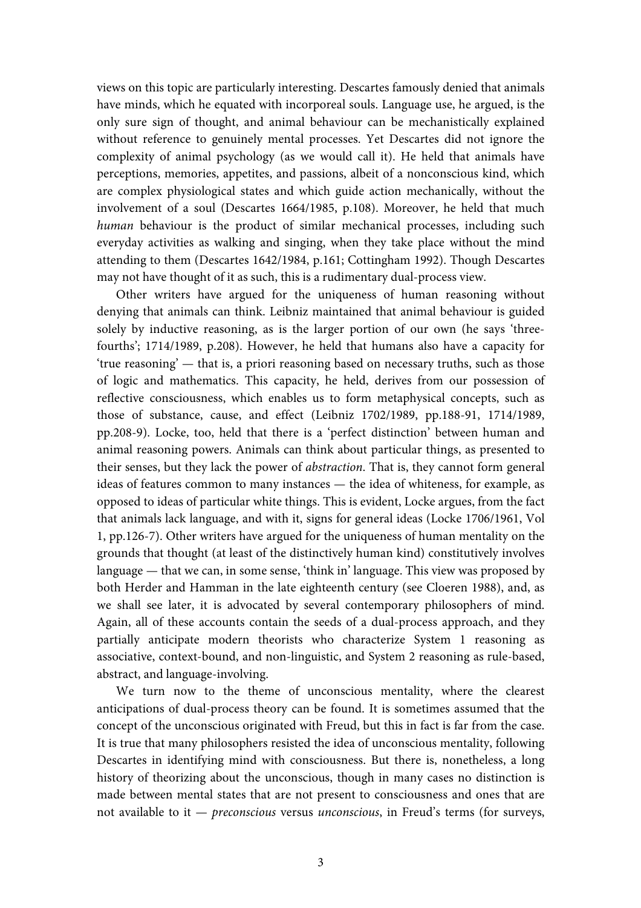views on this topic are particularly interesting. Descartes famously denied that animals have minds, which he equated with incorporeal souls. Language use, he argued, is the only sure sign of thought, and animal behaviour can be mechanistically explained without reference to genuinely mental processes. Yet Descartes did not ignore the complexity of animal psychology (as we would call it). He held that animals have perceptions, memories, appetites, and passions, albeit of a nonconscious kind, which are complex physiological states and which guide action mechanically, without the involvement of a soul (Descartes 1664/1985, p.108). Moreover, he held that much *human* behaviour is the product of similar mechanical processes, including such everyday activities as walking and singing, when they take place without the mind attending to them (Descartes 1642/1984, p.161; Cottingham 1992). Though Descartes may not have thought of it as such, this is a rudimentary dual-process view.

Other writers have argued for the uniqueness of human reasoning without denying that animals can think. Leibniz maintained that animal behaviour is guided solely by inductive reasoning, as is the larger portion of our own (he says 'three-fourths'; 1714/1989, p.208). However, he held that humans also have a capacity for 'true reasoning' — that is, a priori reasoning based on necessary truths, such as those of logic and mathematics. This capacity, he held, derives from our possession of reflective consciousness, which enables us to form metaphysical concepts, such as those of substance, cause, and effect (Leibniz 1702/1989, pp.188-91, 1714/1989, pp.208-9). Locke, too, held that there is a 'perfect distinction' between human and animal reasoning powers. Animals can think about particular things, as presented to their senses, but they lack the power of *abstraction*. That is, they cannot form general ideas of features common to many instances — the idea of whiteness, for example, as opposed to ideas of particular white things. This is evident, Locke argues, from the fact that animals lack language, and with it, signs for general ideas (Locke 1706/1961, Vol 1, pp.126-7). Other writers have argued for the uniqueness of human mentality on the grounds that thought (at least of the distinctively human kind) constitutively involves language — that we can, in some sense, 'think in' language. This view was proposed by both Herder and Hamman in the late eighteenth century (see Cloeren 1988), and, as we shall see later, it is advocated by several contemporary philosophers of mind. Again, all of these accounts contain the seeds of a dual-process approach, and they partially anticipate modern theorists who characterize System 1 reasoning as associative, context-bound, and non-linguistic, and System 2 reasoning as rule-based, abstract, and language-involving.

We turn now to the theme of unconscious mentality, where the clearest anticipations of dual-process theory can be found. It is sometimes assumed that the concept of the unconscious originated with Freud, but this in fact is far from the case. It is true that many philosophers resisted the idea of unconscious mentality, following Descartes in identifying mind with consciousness. But there is, nonetheless, a long history of theorizing about the unconscious, though in many cases no distinction is made between mental states that are not present to consciousness and ones that are not available to it — *preconscious* versus *unconscious*, in Freud's terms (for surveys,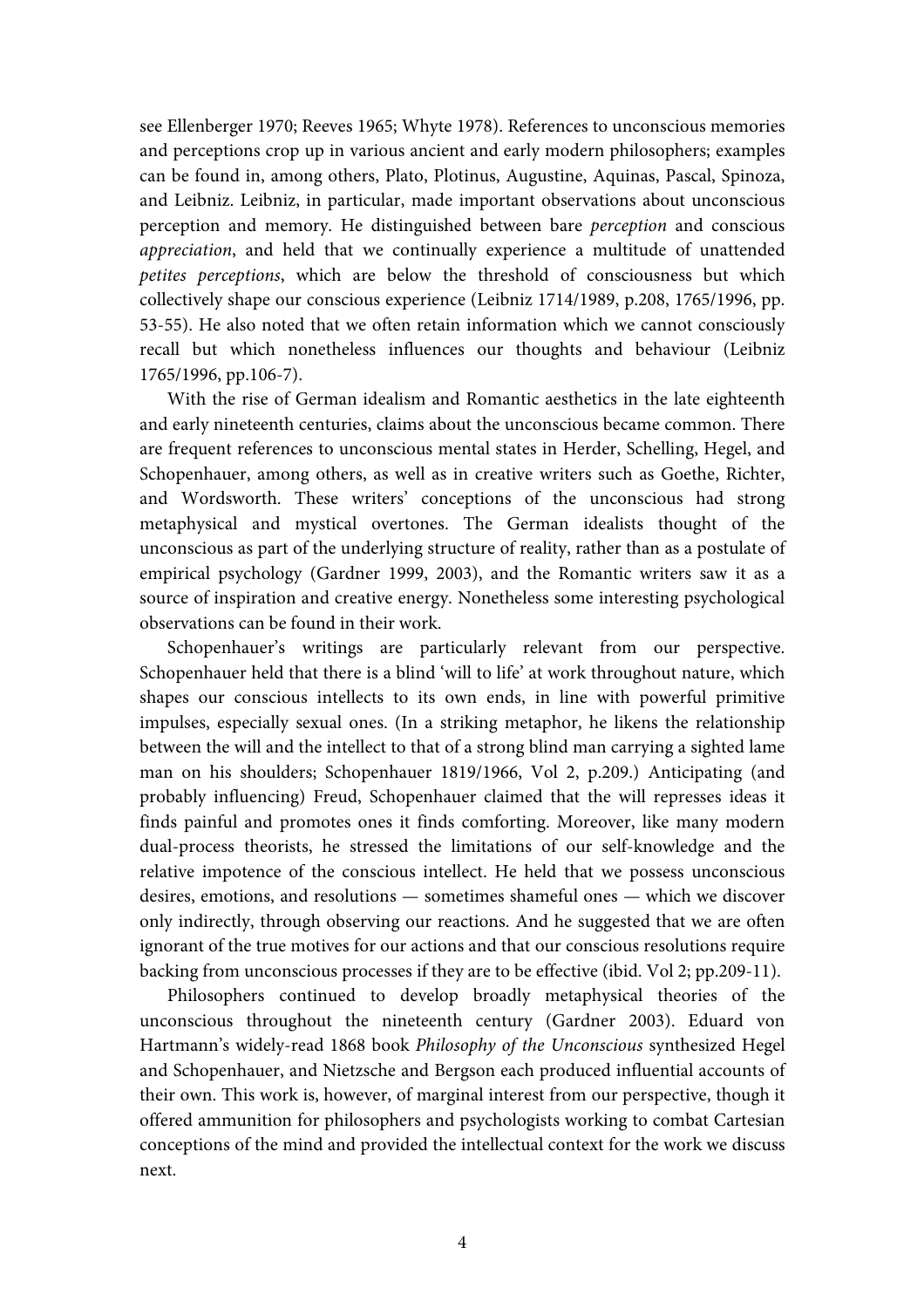see Ellenberger 1970; Reeves 1965; Whyte 1978). References to unconscious memories and perceptions crop up in various ancient and early modern philosophers; examples can be found in, among others, Plato, Plotinus, Augustine, Aquinas, Pascal, Spinoza, and Leibniz. Leibniz, in particular, made important observations about unconscious perception and memory. He distinguished between bare *perception* and conscious *appreciation*, and held that we continually experience a multitude of unattended *petites perceptions*, which are below the threshold of consciousness but which collectively shape our conscious experience (Leibniz 1714/1989, p.208, 1765/1996, pp. 53-55). He also noted that we often retain information which we cannot consciously recall but which nonetheless influences our thoughts and behaviour (Leibniz 1765/1996, pp.106-7).

With the rise of German idealism and Romantic aesthetics in the late eighteenth and early nineteenth centuries, claims about the unconscious became common. There are frequent references to unconscious mental states in Herder, Schelling, Hegel, and Schopenhauer, among others, as well as in creative writers such as Goethe, Richter, and Wordsworth. These writers' conceptions of the unconscious had strong metaphysical and mystical overtones. The German idealists thought of the unconscious as part of the underlying structure of reality, rather than as a postulate of empirical psychology (Gardner 1999, 2003), and the Romantic writers saw it as a source of inspiration and creative energy. Nonetheless some interesting psychological observations can be found in their work.

Schopenhauer's writings are particularly relevant from our perspective. Schopenhauer held that there is a blind 'will to life' at work throughout nature, which shapes our conscious intellects to its own ends, in line with powerful primitive impulses, especially sexual ones. (In a striking metaphor, he likens the relationship between the will and the intellect to that of a strong blind man carrying a sighted lame man on his shoulders; Schopenhauer 1819/1966, Vol 2, p.209.) Anticipating (and probably influencing) Freud, Schopenhauer claimed that the will represses ideas it finds painful and promotes ones it finds comforting. Moreover, like many modern dual-process theorists, he stressed the limitations of our self-knowledge and the relative impotence of the conscious intellect. He held that we possess unconscious desires, emotions, and resolutions — sometimes shameful ones — which we discover only indirectly, through observing our reactions. And he suggested that we are often ignorant of the true motives for our actions and that our conscious resolutions require backing from unconscious processes if they are to be effective (ibid. Vol 2; pp.209-11).

Philosophers continued to develop broadly metaphysical theories of the unconscious throughout the nineteenth century (Gardner 2003). Eduard von Hartmann's widely-read 1868 book *Philosophy of the Unconscious* synthesized Hegel and Schopenhauer, and Nietzsche and Bergson each produced influential accounts of their own. This work is, however, of marginal interest from our perspective, though it offered ammunition for philosophers and psychologists working to combat Cartesian conceptions of the mind and provided the intellectual context for the work we discuss next.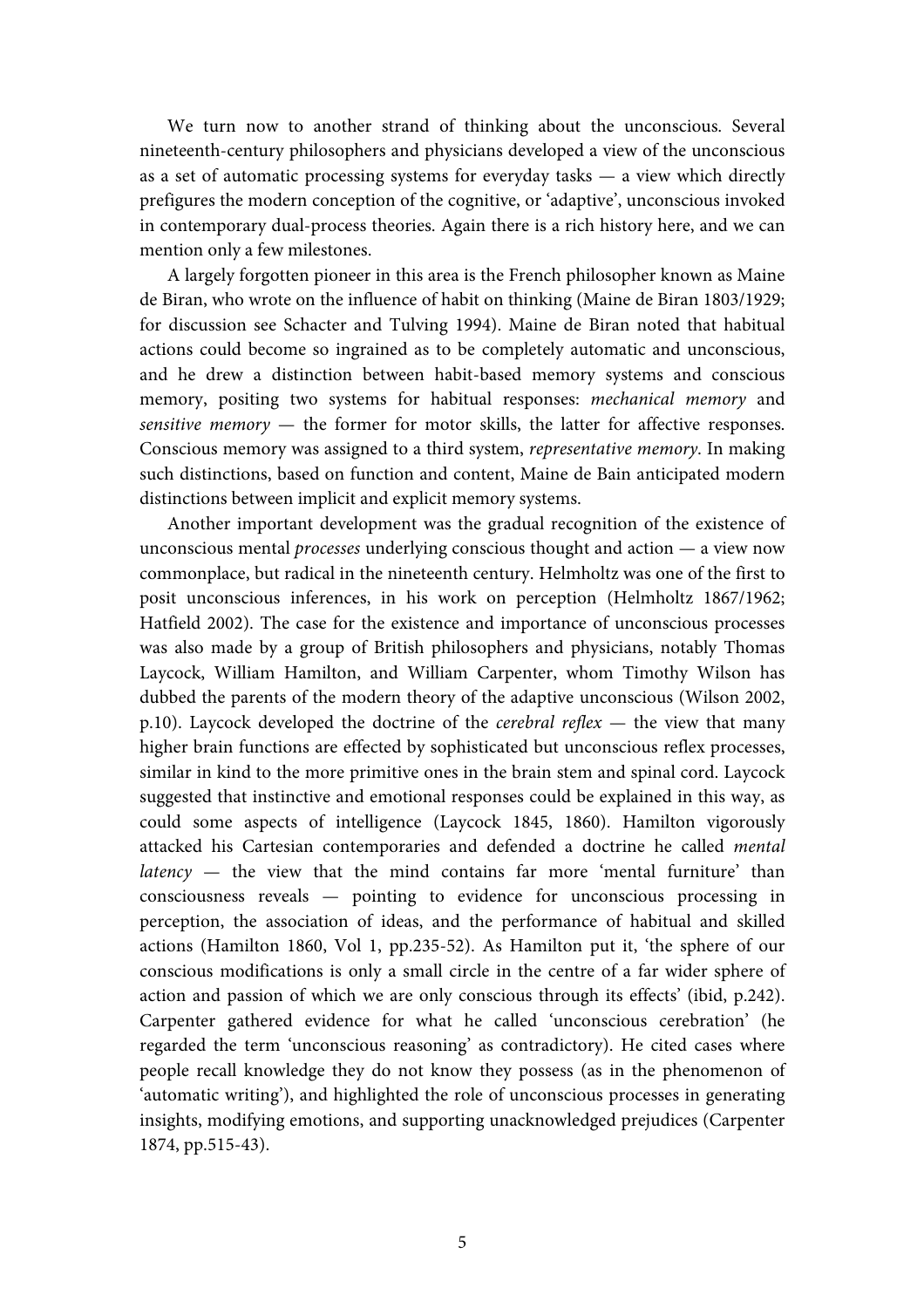We turn now to another strand of thinking about the unconscious. Several nineteenth-century philosophers and physicians developed a view of the unconscious as a set of automatic processing systems for everyday tasks — a view which directly prefigures the modern conception of the cognitive, or 'adaptive', unconscious invoked in contemporary dual-process theories. Again there is a rich history here, and we can mention only a few milestones.

A largely forgotten pioneer in this area is the French philosopher known as Maine de Biran, who wrote on the influence of habit on thinking (Maine de Biran 1803/1929; for discussion see Schacter and Tulving 1994). Maine de Biran noted that habitual actions could become so ingrained as to be completely automatic and unconscious, and he drew a distinction between habit-based memory systems and conscious memory, positing two systems for habitual responses: *mechanical memory* and *sensitive memory* — the former for motor skills, the latter for affective responses. Conscious memory was assigned to a third system, *representative memory*. In making such distinctions, based on function and content, Maine de Bain anticipated modern distinctions between implicit and explicit memory systems.

Another important development was the gradual recognition of the existence of unconscious mental *processes* underlying conscious thought and action — a view now commonplace, but radical in the nineteenth century. Helmholtz was one of the first to posit unconscious inferences, in his work on perception (Helmholtz 1867/1962; Hatfield 2002). The case for the existence and importance of unconscious processes was also made by a group of British philosophers and physicians, notably Thomas Laycock, William Hamilton, and William Carpenter, whom Timothy Wilson has dubbed the parents of the modern theory of the adaptive unconscious (Wilson 2002, p.10). Laycock developed the doctrine of the *cerebral reflex* — the view that many higher brain functions are effected by sophisticated but unconscious reflex processes, similar in kind to the more primitive ones in the brain stem and spinal cord. Laycock suggested that instinctive and emotional responses could be explained in this way, as could some aspects of intelligence (Laycock 1845, 1860). Hamilton vigorously attacked his Cartesian contemporaries and defended a doctrine he called *mental latency* — the view that the mind contains far more 'mental furniture' than consciousness reveals — pointing to evidence for unconscious processing in perception, the association of ideas, and the performance of habitual and skilled actions (Hamilton 1860, Vol 1, pp.235-52). As Hamilton put it, 'the sphere of our conscious modifications is only a small circle in the centre of a far wider sphere of action and passion of which we are only conscious through its effects' (ibid, p.242). Carpenter gathered evidence for what he called 'unconscious cerebration' (he regarded the term 'unconscious reasoning' as contradictory). He cited cases where people recall knowledge they do not know they possess (as in the phenomenon of 'automatic writing'), and highlighted the role of unconscious processes in generating insights, modifying emotions, and supporting unacknowledged prejudices (Carpenter 1874, pp.515-43).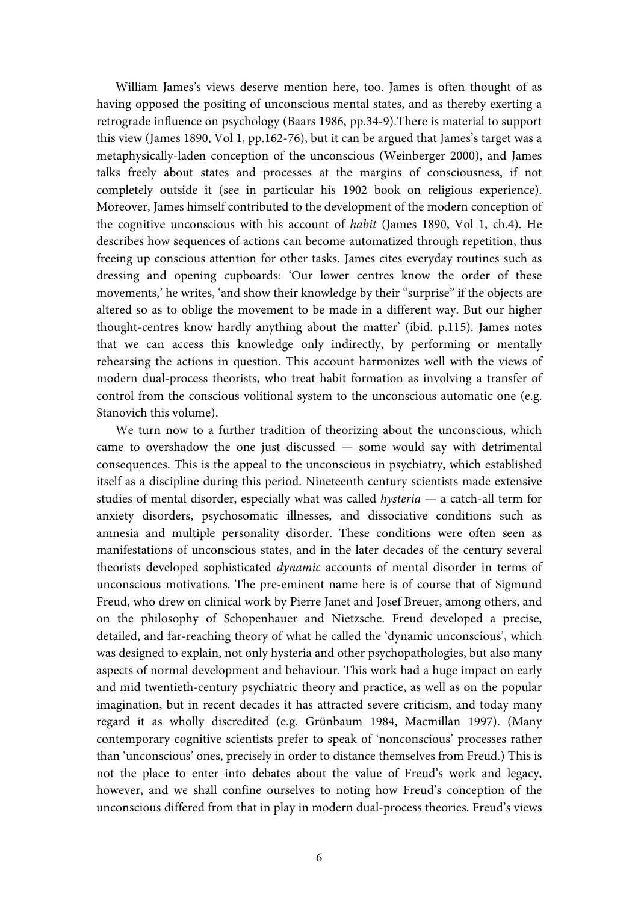William James's views deserve mention here, too. James is often thought of as having opposed the positing of unconscious mental states, and as thereby exerting a retrograde influence on psychology (Baars 1986, pp.34-9).There is material to support this view (James 1890, Vol 1, pp.162-76), but it can be argued that James's target was a metaphysically-laden conception of the unconscious (Weinberger 2000), and James talks freely about states and processes at the margins of consciousness, if not completely outside it (see in particular his 1902 book on religious experience). Moreover, James himself contributed to the development of the modern conception of the cognitive unconscious with his account of *habit* (James 1890, Vol 1, ch.4). He describes how sequences of actions can become automatized through repetition, thus freeing up conscious attention for other tasks. James cites everyday routines such as dressing and opening cupboards: 'Our lower centres know the order of these movements,' he writes, 'and show their knowledge by their "surprise" if the objects are altered so as to oblige the movement to be made in a different way. But our higher thought-centres know hardly anything about the matter' (ibid. p.115). James notes that we can access this knowledge only indirectly, by performing or mentally rehearsing the actions in question. This account harmonizes well with the views of modern dual-process theorists, who treat habit formation as involving a transfer of control from the conscious volitional system to the unconscious automatic one (e.g. Stanovich this volume).

We turn now to a further tradition of theorizing about the unconscious, which came to overshadow the one just discussed — some would say with detrimental consequences. This is the appeal to the unconscious in psychiatry, which established itself as a discipline during this period. Nineteenth century scientists made extensive studies of mental disorder, especially what was called *hysteria* — a catch-all term for anxiety disorders, psychosomatic illnesses, and dissociative conditions such as amnesia and multiple personality disorder. These conditions were often seen as manifestations of unconscious states, and in the later decades of the century several theorists developed sophisticated *dynamic* accounts of mental disorder in terms of unconscious motivations. The pre-eminent name here is of course that of Sigmund Freud, who drew on clinical work by Pierre Janet and Josef Breuer, among others, and on the philosophy of Schopenhauer and Nietzsche. Freud developed a precise, detailed, and far-reaching theory of what he called the 'dynamic unconscious', which was designed to explain, not only hysteria and other psychopathologies, but also many aspects of normal development and behaviour. This work had a huge impact on early and mid twentieth-century psychiatric theory and practice, as well as on the popular imagination, but in recent decades it has attracted severe criticism, and today many regard it as wholly discredited (e.g. Grünbaum 1984, Macmillan 1997). (Many contemporary cognitive scientists prefer to speak of 'nonconscious' processes rather than 'unconscious' ones, precisely in order to distance themselves from Freud.) This is not the place to enter into debates about the value of Freud's work and legacy, however, and we shall confine ourselves to noting how Freud's conception of the unconscious differed from that in play in modern dual-process theories. Freud's views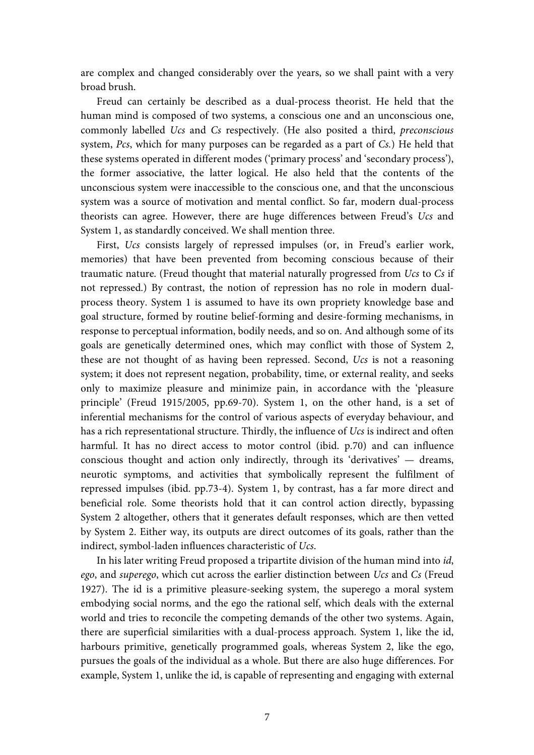are complex and changed considerably over the years, so we shall paint with a very broad brush.

Freud can certainly be described as a dual-process theorist. He held that the human mind is composed of two systems, a conscious one and an unconscious one, commonly labelled *Ucs* and *Cs* respectively. (He also posited a third, *preconscious* system, *Pcs*, which for many purposes can be regarded as a part of *Cs*.) He held that these systems operated in different modes ('primary process' and 'secondary process'), the former associative, the latter logical. He also held that the contents of the unconscious system were inaccessible to the conscious one, and that the unconscious system was a source of motivation and mental conflict. So far, modern dual-process theorists can agree. However, there are huge differences between Freud's *Ucs* and System 1, as standardly conceived. We shall mention three.

First, *Ucs* consists largely of repressed impulses (or, in Freud's earlier work, memories) that have been prevented from becoming conscious because of their traumatic nature. (Freud thought that material naturally progressed from *Ucs* to *Cs* if not repressed.) By contrast, the notion of repression has no role in modern dual-process theory. System 1 is assumed to have its own propriety knowledge base and goal structure, formed by routine belief-forming and desire-forming mechanisms, in response to perceptual information, bodily needs, and so on. And although some of its goals are genetically determined ones, which may conflict with those of System 2, these are not thought of as having been repressed. Second, *Ucs* is not a reasoning system; it does not represent negation, probability, time, or external reality, and seeks only to maximize pleasure and minimize pain, in accordance with the 'pleasure principle' (Freud 1915/2005, pp.69-70). System 1, on the other hand, is a set of inferential mechanisms for the control of various aspects of everyday behaviour, and has a rich representational structure. Thirdly, the influence of *Ucs* is indirect and often harmful. It has no direct access to motor control (ibid. p.70) and can influence conscious thought and action only indirectly, through its 'derivatives' — dreams, neurotic symptoms, and activities that symbolically represent the fulfilment of repressed impulses (ibid. pp.73-4). System 1, by contrast, has a far more direct and beneficial role. Some theorists hold that it can control action directly, bypassing System 2 altogether, others that it generates default responses, which are then vetted by System 2. Either way, its outputs are direct outcomes of its goals, rather than the indirect, symbol-laden influences characteristic of *Ucs*.

In his later writing Freud proposed a tripartite division of the human mind into *id*, *ego*, and *superego*, which cut across the earlier distinction between *Ucs* and *Cs* (Freud 1927). The id is a primitive pleasure-seeking system, the superego a moral system embodying social norms, and the ego the rational self, which deals with the external world and tries to reconcile the competing demands of the other two systems. Again, there are superficial similarities with a dual-process approach. System 1, like the id, harbours primitive, genetically programmed goals, whereas System 2, like the ego, pursues the goals of the individual as a whole. But there are also huge differences. For example, System 1, unlike the id, is capable of representing and engaging with external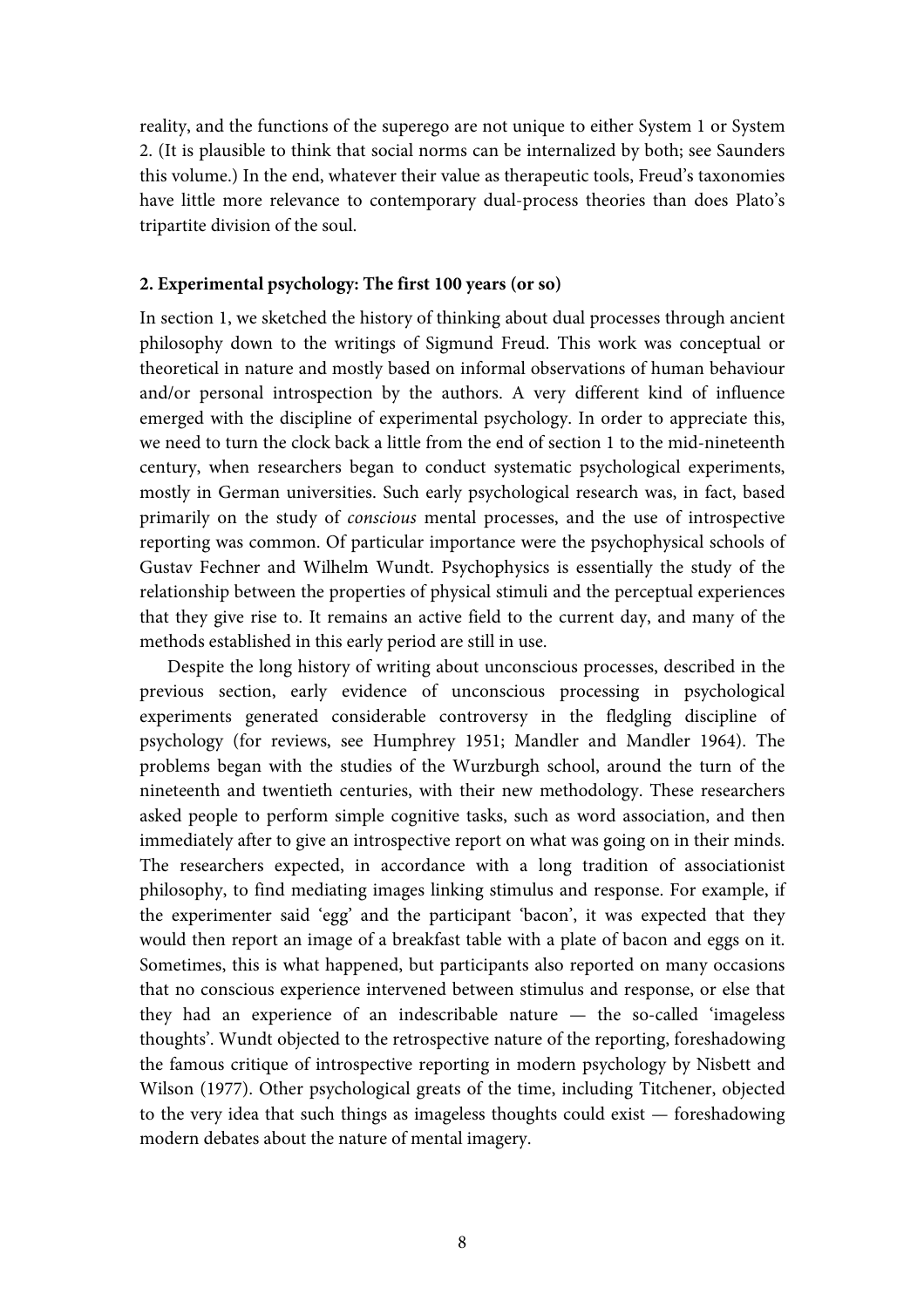reality, and the functions of the superego are not unique to either System 1 or System 2. (It is plausible to think that social norms can be internalized by both; see Saunders this volume.) In the end, whatever their value as therapeutic tools, Freud's taxonomies have little more relevance to contemporary dual-process theories than does Plato's tripartite division of the soul.

**2. Experimental psychology: The first 100 years (or so)**

In section 1, we sketched the history of thinking about dual processes through ancient philosophy down to the writings of Sigmund Freud. This work was conceptual or theoretical in nature and mostly based on informal observations of human behaviour and/or personal introspection by the authors. A very different kind of influence emerged with the discipline of experimental psychology. In order to appreciate this, we need to turn the clock back a little from the end of section 1 to the mid-nineteenth century, when researchers began to conduct systematic psychological experiments, mostly in German universities. Such early psychological research was, in fact, based primarily on the study of *conscious* mental processes, and the use of introspective reporting was common. Of particular importance were the psychophysical schools of Gustav Fechner and Wilhelm Wundt. Psychophysics is essentially the study of the relationship between the properties of physical stimuli and the perceptual experiences that they give rise to. It remains an active field to the current day, and many of the methods established in this early period are still in use.

Despite the long history of writing about unconscious processes, described in the previous section, early evidence of unconscious processing in psychological experiments generated considerable controversy in the fledgling discipline of psychology (for reviews, see Humphrey 1951; Mandler and Mandler 1964). The problems began with the studies of the Wurzburgh school, around the turn of the nineteenth and twentieth centuries, with their new methodology. These researchers asked people to perform simple cognitive tasks, such as word association, and then immediately after to give an introspective report on what was going on in their minds. The researchers expected, in accordance with a long tradition of associationist philosophy, to find mediating images linking stimulus and response. For example, if the experimenter said 'egg' and the participant 'bacon', it was expected that they would then report an image of a breakfast table with a plate of bacon and eggs on it. Sometimes, this is what happened, but participants also reported on many occasions that no conscious experience intervened between stimulus and response, or else that they had an experience of an indescribable nature — the so-called 'imageless thoughts'. Wundt objected to the retrospective nature of the reporting, foreshadowing the famous critique of introspective reporting in modern psychology by Nisbett and Wilson (1977). Other psychological greats of the time, including Titchener, objected to the very idea that such things as imageless thoughts could exist — foreshadowing modern debates about the nature of mental imagery.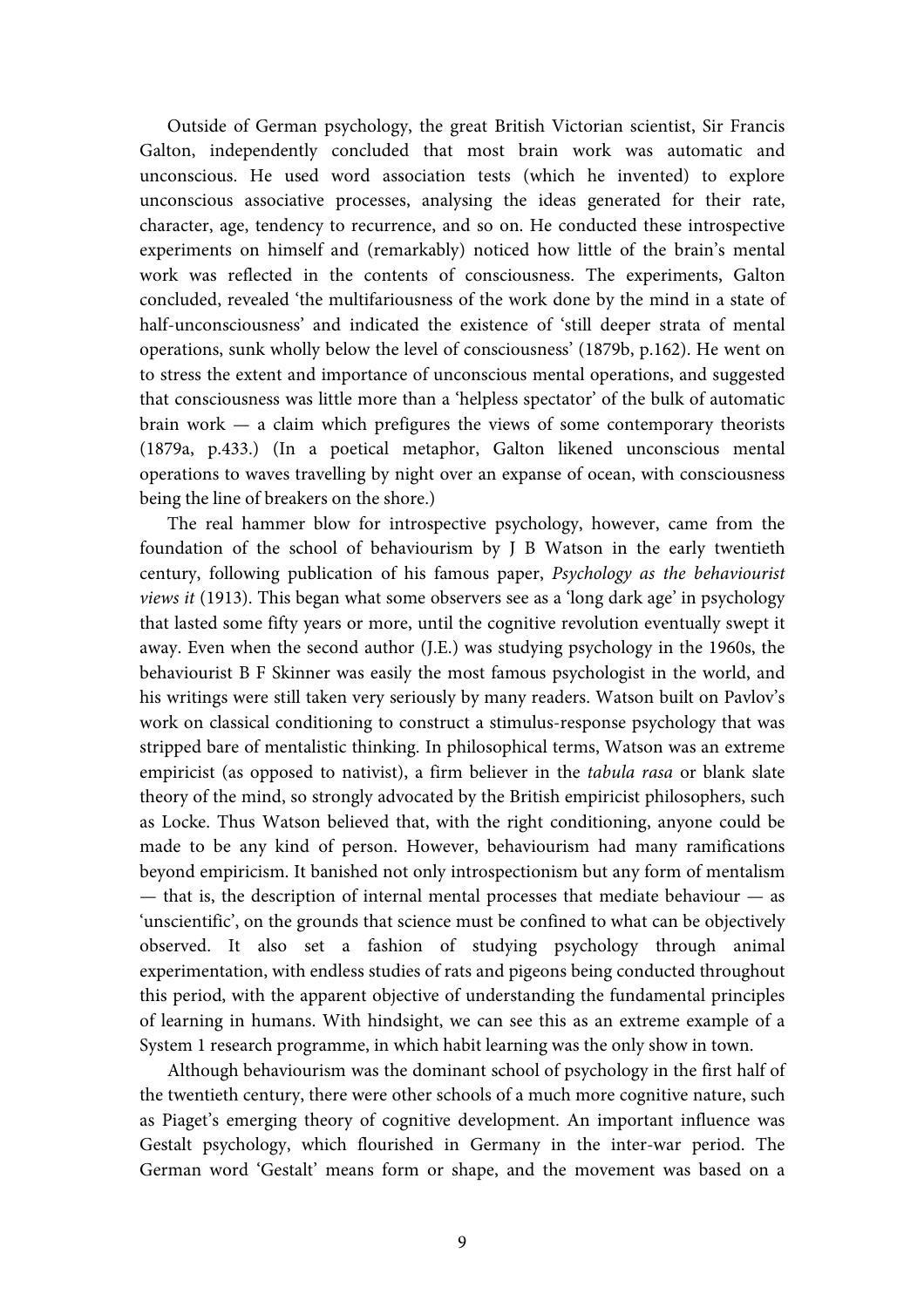Outside of German psychology, the great British Victorian scientist, Sir Francis Galton, independently concluded that most brain work was automatic and unconscious. He used word association tests (which he invented) to explore unconscious associative processes, analysing the ideas generated for their rate, character, age, tendency to recurrence, and so on. He conducted these introspective experiments on himself and (remarkably) noticed how little of the brain's mental work was reflected in the contents of consciousness. The experiments, Galton concluded, revealed 'the multifariousness of the work done by the mind in a state of half-unconsciousness' and indicated the existence of 'still deeper strata of mental operations, sunk wholly below the level of consciousness' (1879b, p.162). He went on to stress the extent and importance of unconscious mental operations, and suggested that consciousness was little more than a 'helpless spectator' of the bulk of automatic brain work — a claim which prefigures the views of some contemporary theorists (1879a, p.433.) (In a poetical metaphor, Galton likened unconscious mental operations to waves travelling by night over an expanse of ocean, with consciousness being the line of breakers on the shore.)

The real hammer blow for introspective psychology, however, came from the foundation of the school of behaviourism by J B Watson in the early twentieth century, following publication of his famous paper, *Psychology as the behaviourist views it* (1913). This began what some observers see as a 'long dark age' in psychology that lasted some fifty years or more, until the cognitive revolution eventually swept it away. Even when the second author (J.E.) was studying psychology in the 1960s, the behaviourist B F Skinner was easily the most famous psychologist in the world, and his writings were still taken very seriously by many readers. Watson built on Pavlov's work on classical conditioning to construct a stimulus-response psychology that was stripped bare of mentalistic thinking. In philosophical terms, Watson was an extreme empiricist (as opposed to nativist), a firm believer in the *tabula rasa* or blank slate theory of the mind, so strongly advocated by the British empiricist philosophers, such as Locke. Thus Watson believed that, with the right conditioning, anyone could be made to be any kind of person. However, behaviourism had many ramifications beyond empiricism. It banished not only introspectionism but any form of mentalism — that is, the description of internal mental processes that mediate behaviour — as 'unscientific', on the grounds that science must be confined to what can be objectively observed. It also set a fashion of studying psychology through animal experimentation, with endless studies of rats and pigeons being conducted throughout this period, with the apparent objective of understanding the fundamental principles of learning in humans. With hindsight, we can see this as an extreme example of a System 1 research programme, in which habit learning was the only show in town.

Although behaviourism was the dominant school of psychology in the first half of the twentieth century, there were other schools of a much more cognitive nature, such as Piaget's emerging theory of cognitive development. An important influence was Gestalt psychology, which flourished in Germany in the inter-war period. The German word 'Gestalt' means form or shape, and the movement was based on a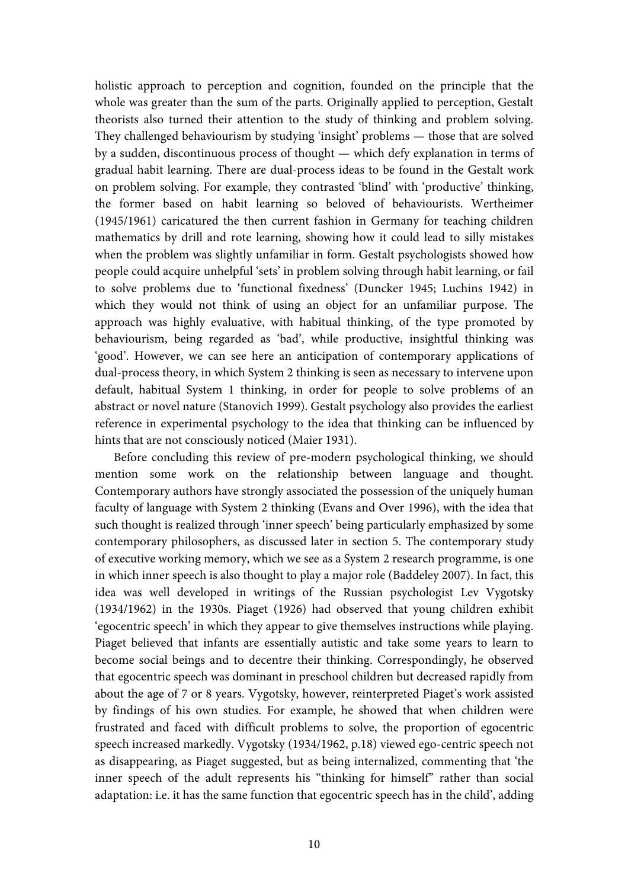holistic approach to perception and cognition, founded on the principle that the whole was greater than the sum of the parts. Originally applied to perception, Gestalt theorists also turned their attention to the study of thinking and problem solving. They challenged behaviourism by studying 'insight' problems — those that are solved by a sudden, discontinuous process of thought — which defy explanation in terms of gradual habit learning. There are dual-process ideas to be found in the Gestalt work on problem solving. For example, they contrasted 'blind' with 'productive' thinking, the former based on habit learning so beloved of behaviourists. Wertheimer (1945/1961) caricatured the then current fashion in Germany for teaching children mathematics by drill and rote learning, showing how it could lead to silly mistakes when the problem was slightly unfamiliar in form. Gestalt psychologists showed how people could acquire unhelpful 'sets' in problem solving through habit learning, or fail to solve problems due to 'functional fixedness' (Duncker 1945; Luchins 1942) in which they would not think of using an object for an unfamiliar purpose. The approach was highly evaluative, with habitual thinking, of the type promoted by behaviourism, being regarded as 'bad', while productive, insightful thinking was 'good'. However, we can see here an anticipation of contemporary applications of dual-process theory, in which System 2 thinking is seen as necessary to intervene upon default, habitual System 1 thinking, in order for people to solve problems of an abstract or novel nature (Stanovich 1999). Gestalt psychology also provides the earliest reference in experimental psychology to the idea that thinking can be influenced by hints that are not consciously noticed (Maier 1931).

Before concluding this review of pre-modern psychological thinking, we should mention some work on the relationship between language and thought. Contemporary authors have strongly associated the possession of the uniquely human faculty of language with System 2 thinking (Evans and Over 1996), with the idea that such thought is realized through 'inner speech' being particularly emphasized by some contemporary philosophers, as discussed later in section 5. The contemporary study of executive working memory, which we see as a System 2 research programme, is one in which inner speech is also thought to play a major role (Baddeley 2007). In fact, this idea was well developed in writings of the Russian psychologist Lev Vygotsky (1934/1962) in the 1930s. Piaget (1926) had observed that young children exhibit 'egocentric speech' in which they appear to give themselves instructions while playing. Piaget believed that infants are essentially autistic and take some years to learn to become social beings and to decentre their thinking. Correspondingly, he observed that egocentric speech was dominant in preschool children but decreased rapidly from about the age of 7 or 8 years. Vygotsky, however, reinterpreted Piaget's work assisted by findings of his own studies. For example, he showed that when children were frustrated and faced with difficult problems to solve, the proportion of egocentric speech increased markedly. Vygotsky (1934/1962, p.18) viewed ego-centric speech not as disappearing, as Piaget suggested, but as being internalized, commenting that 'the inner speech of the adult represents his "thinking for himself" rather than social adaptation: i.e. it has the same function that egocentric speech has in the child', adding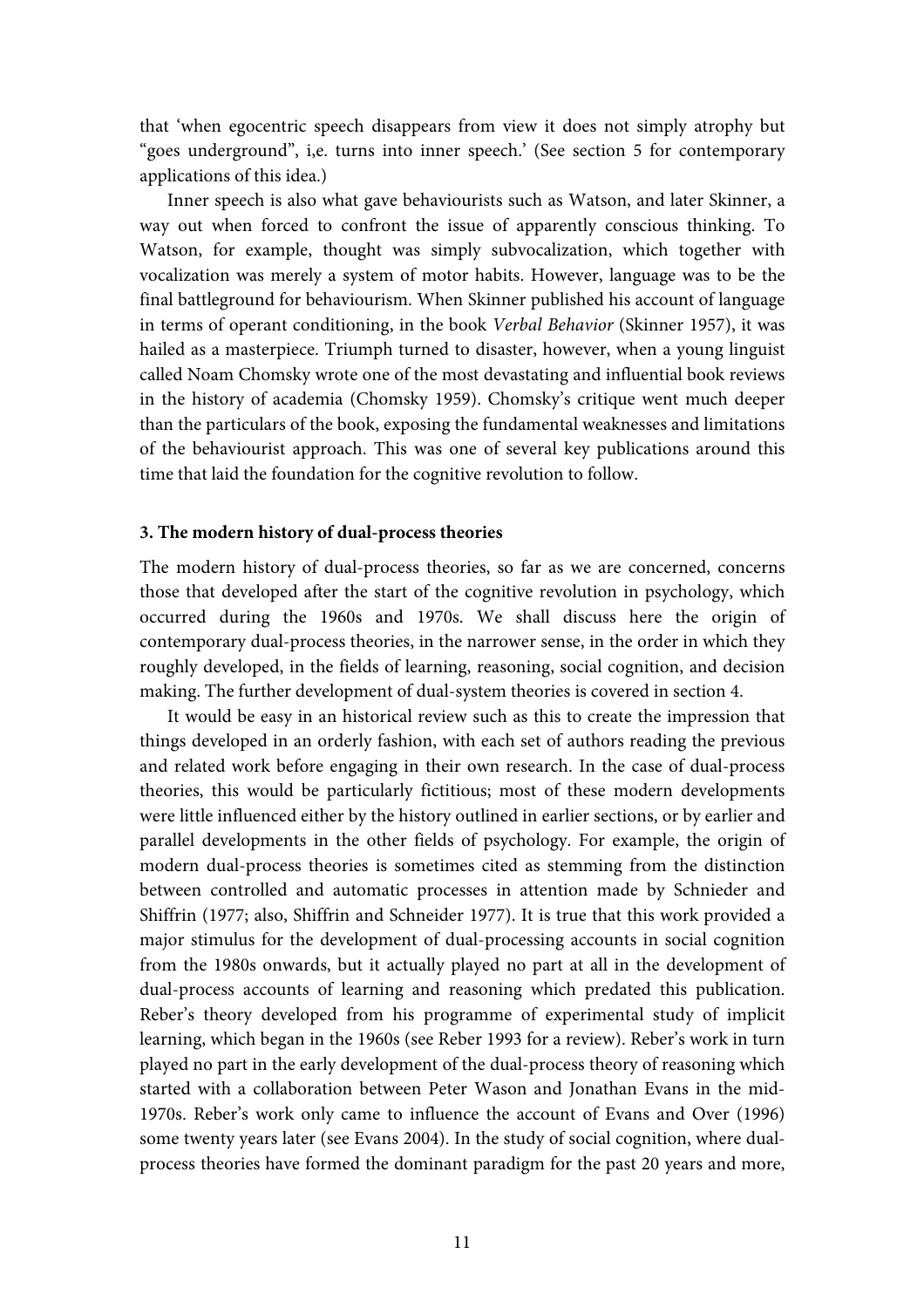that 'when egocentric speech disappears from view it does not simply atrophy but "goes underground", i,e. turns into inner speech.' (See section 5 for contemporary applications of this idea.)

Inner speech is also what gave behaviourists such as Watson, and later Skinner, a way out when forced to confront the issue of apparently conscious thinking. To Watson, for example, thought was simply subvocalization, which together with vocalization was merely a system of motor habits. However, language was to be the final battleground for behaviourism. When Skinner published his account of language in terms of operant conditioning, in the book *Verbal Behavior* (Skinner 1957), it was hailed as a masterpiece. Triumph turned to disaster, however, when a young linguist called Noam Chomsky wrote one of the most devastating and influential book reviews in the history of academia (Chomsky 1959). Chomsky's critique went much deeper than the particulars of the book, exposing the fundamental weaknesses and limitations of the behaviourist approach. This was one of several key publications around this time that laid the foundation for the cognitive revolution to follow.

### 3. The modern history of dual-process theories

The modern history of dual-process theories, so far as we are concerned, concerns those that developed after the start of the cognitive revolution in psychology, which occurred during the 1960s and 1970s. We shall discuss here the origin of contemporary dual-process theories, in the narrower sense, in the order in which they roughly developed, in the fields of learning, reasoning, social cognition, and decision making. The further development of dual-system theories is covered in section 4.

It would be easy in an historical review such as this to create the impression that things developed in an orderly fashion, with each set of authors reading the previous and related work before engaging in their own research. In the case of dual-process theories, this would be particularly fictitious; most of these modern developments were little influenced either by the history outlined in earlier sections, or by earlier and parallel developments in the other fields of psychology. For example, the origin of modern dual-process theories is sometimes cited as stemming from the distinction between controlled and automatic processes in attention made by Schnieder and Shiffrin (1977; also, Shiffrin and Schneider 1977). It is true that this work provided a major stimulus for the development of dual-processing accounts in social cognition from the 1980s onwards, but it actually played no part at all in the development of dual-process accounts of learning and reasoning which predated this publication. Reber's theory developed from his programme of experimental study of implicit learning, which began in the 1960s (see Reber 1993 for a review). Reber's work in turn played no part in the early development of the dual-process theory of reasoning which started with a collaboration between Peter Wason and Jonathan Evans in the mid-1970s. Reber's work only came to influence the account of Evans and Over (1996) some twenty years later (see Evans 2004). In the study of social cognition, where dual-process theories have formed the dominant paradigm for the past 20 years and more,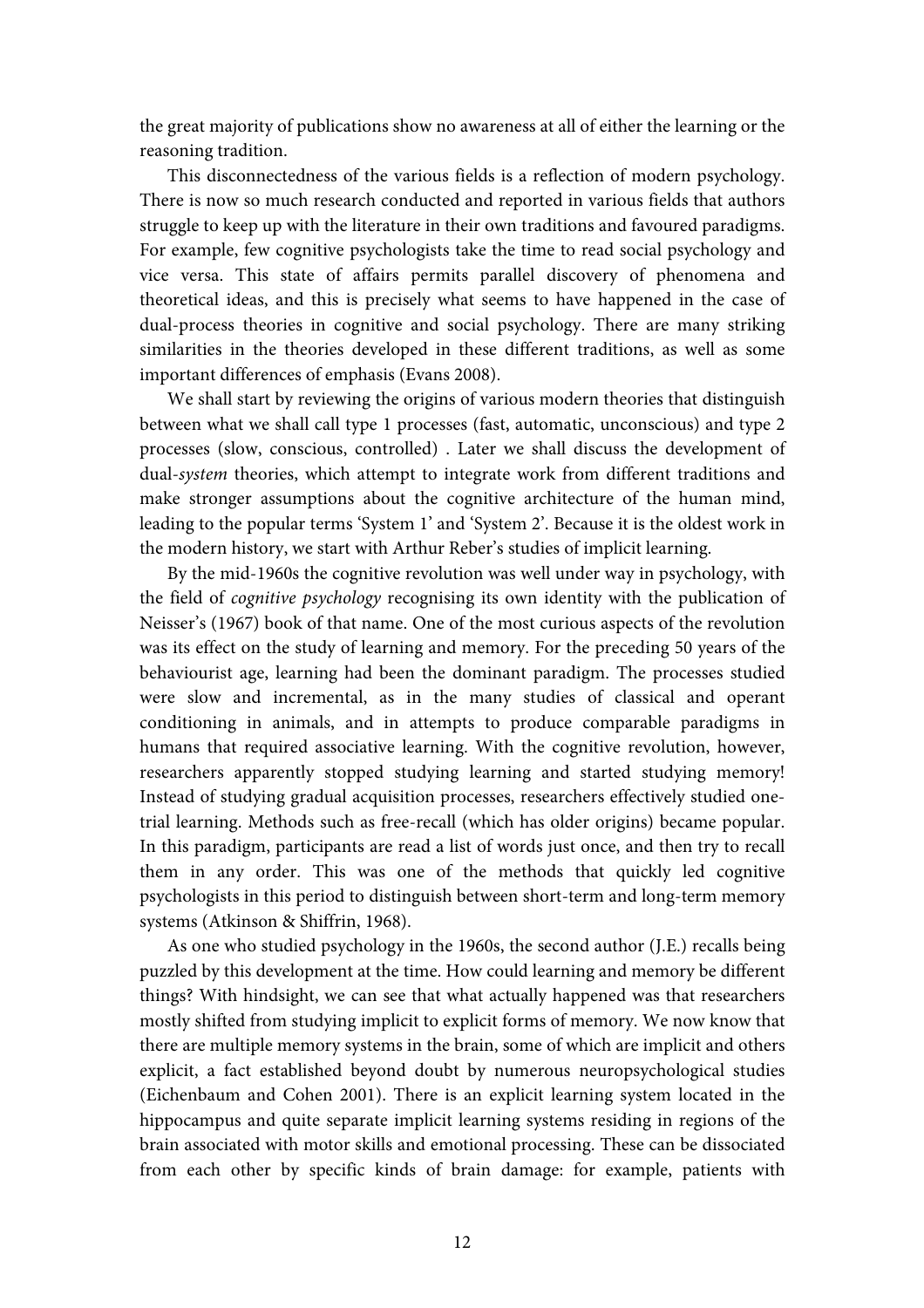the great majority of publications show no awareness at all of either the learning or the reasoning tradition.

This disconnectedness of the various fields is a reflection of modern psychology. There is now so much research conducted and reported in various fields that authors struggle to keep up with the literature in their own traditions and favoured paradigms. For example, few cognitive psychologists take the time to read social psychology and vice versa. This state of affairs permits parallel discovery of phenomena and theoretical ideas, and this is precisely what seems to have happened in the case of dual-process theories in cognitive and social psychology. There are many striking similarities in the theories developed in these different traditions, as well as some important differences of emphasis (Evans 2008).

We shall start by reviewing the origins of various modern theories that distinguish between what we shall call type 1 processes (fast, automatic, unconscious) and type 2 processes (slow, conscious, controlled) . Later we shall discuss the development of dual-*system* theories, which attempt to integrate work from different traditions and make stronger assumptions about the cognitive architecture of the human mind, leading to the popular terms 'System 1' and 'System 2'. Because it is the oldest work in the modern history, we start with Arthur Reber's studies of implicit learning.

By the mid-1960s the cognitive revolution was well under way in psychology, with the field of *cognitive psychology* recognising its own identity with the publication of Neisser's (1967) book of that name. One of the most curious aspects of the revolution was its effect on the study of learning and memory. For the preceding 50 years of the behaviourist age, learning had been the dominant paradigm. The processes studied were slow and incremental, as in the many studies of classical and operant conditioning in animals, and in attempts to produce comparable paradigms in humans that required associative learning. With the cognitive revolution, however, researchers apparently stopped studying learning and started studying memory! Instead of studying gradual acquisition processes, researchers effectively studied one-trial learning. Methods such as free-recall (which has older origins) became popular. In this paradigm, participants are read a list of words just once, and then try to recall them in any order. This was one of the methods that quickly led cognitive psychologists in this period to distinguish between short-term and long-term memory systems (Atkinson & Shiffrin, 1968).

As one who studied psychology in the 1960s, the second author (J.E.) recalls being puzzled by this development at the time. How could learning and memory be different things? With hindsight, we can see that what actually happened was that researchers mostly shifted from studying implicit to explicit forms of memory. We now know that there are multiple memory systems in the brain, some of which are implicit and others explicit, a fact established beyond doubt by numerous neuropsychological studies (Eichenbaum and Cohen 2001). There is an explicit learning system located in the hippocampus and quite separate implicit learning systems residing in regions of the brain associated with motor skills and emotional processing. These can be dissociated from each other by specific kinds of brain damage: for example, patients with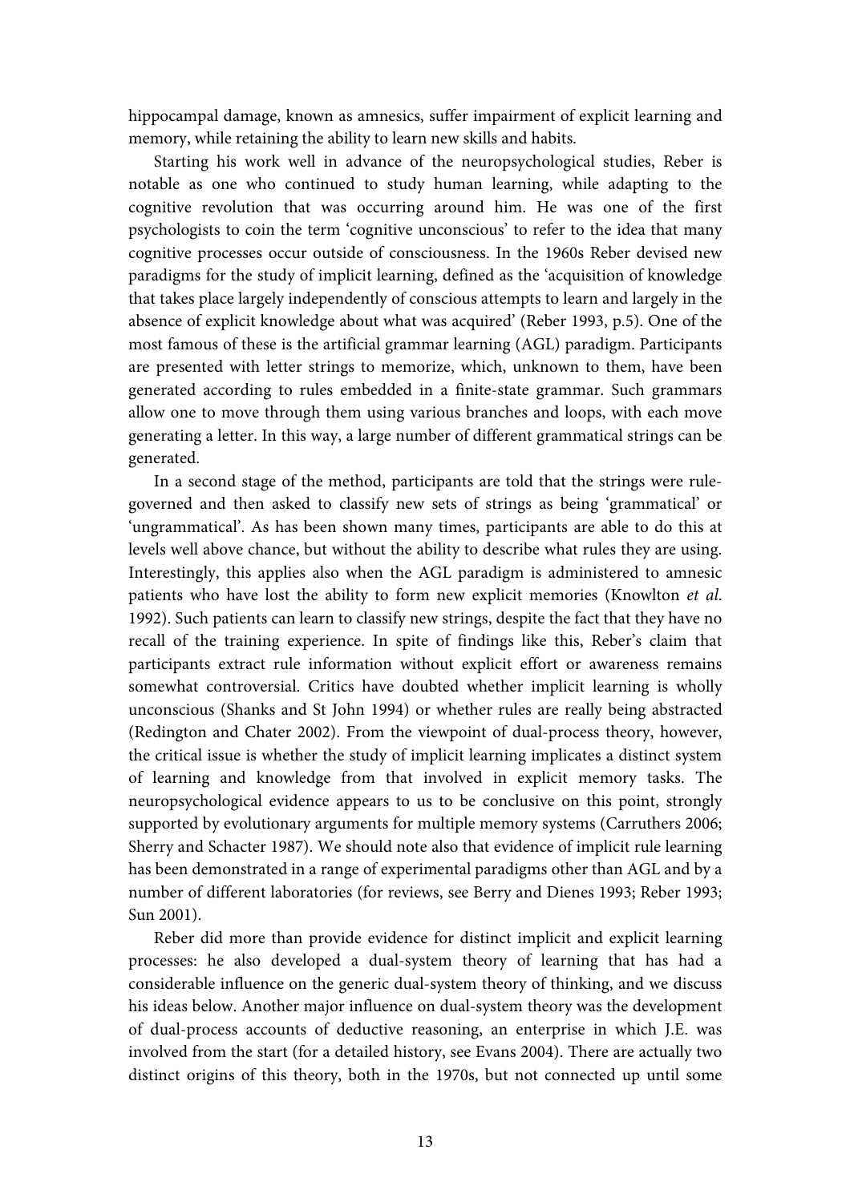hippocampal damage, known as amnesics, suffer impairment of explicit learning and memory, while retaining the ability to learn new skills and habits.

Starting his work well in advance of the neuropsychological studies, Reber is notable as one who continued to study human learning, while adapting to the cognitive revolution that was occurring around him. He was one of the first psychologists to coin the term 'cognitive unconscious' to refer to the idea that many cognitive processes occur outside of consciousness. In the 1960s Reber devised new paradigms for the study of implicit learning, defined as the 'acquisition of knowledge that takes place largely independently of conscious attempts to learn and largely in the absence of explicit knowledge about what was acquired' (Reber 1993, p.5). One of the most famous of these is the artificial grammar learning (AGL) paradigm. Participants are presented with letter strings to memorize, which, unknown to them, have been generated according to rules embedded in a finite-state grammar. Such grammars allow one to move through them using various branches and loops, with each move generating a letter. In this way, a large number of different grammatical strings can be generated.

In a second stage of the method, participants are told that the strings were rule-governed and then asked to classify new sets of strings as being 'grammatical' or 'ungrammatical'. As has been shown many times, participants are able to do this at levels well above chance, but without the ability to describe what rules they are using. Interestingly, this applies also when the AGL paradigm is administered to amnesic patients who have lost the ability to form new explicit memories (Knowlton *et al*. 1992). Such patients can learn to classify new strings, despite the fact that they have no recall of the training experience. In spite of findings like this, Reber's claim that participants extract rule information without explicit effort or awareness remains somewhat controversial. Critics have doubted whether implicit learning is wholly unconscious (Shanks and St John 1994) or whether rules are really being abstracted (Redington and Chater 2002). From the viewpoint of dual-process theory, however, the critical issue is whether the study of implicit learning implicates a distinct system of learning and knowledge from that involved in explicit memory tasks. The neuropsychological evidence appears to us to be conclusive on this point, strongly supported by evolutionary arguments for multiple memory systems (Carruthers 2006; Sherry and Schacter 1987). We should note also that evidence of implicit rule learning has been demonstrated in a range of experimental paradigms other than AGL and by a number of different laboratories (for reviews, see Berry and Dienes 1993; Reber 1993; Sun 2001).

Reber did more than provide evidence for distinct implicit and explicit learning processes: he also developed a dual-system theory of learning that has had a considerable influence on the generic dual-system theory of thinking, and we discuss his ideas below. Another major influence on dual-system theory was the development of dual-process accounts of deductive reasoning, an enterprise in which J.E. was involved from the start (for a detailed history, see Evans 2004). There are actually two distinct origins of this theory, both in the 1970s, but not connected up until some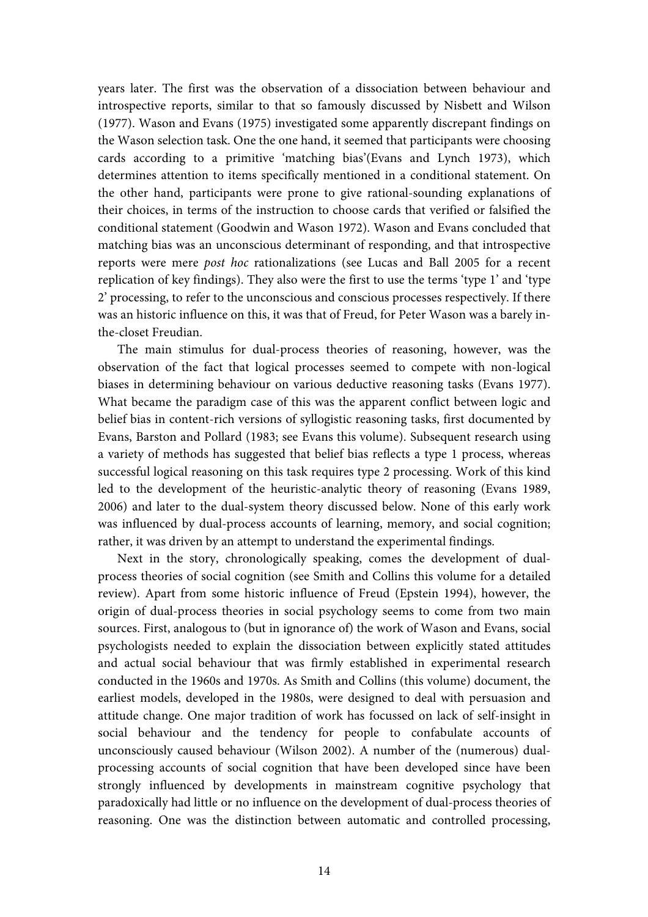years later. The first was the observation of a dissociation between behaviour and introspective reports, similar to that so famously discussed by Nisbett and Wilson (1977). Wason and Evans (1975) investigated some apparently discrepant findings on the Wason selection task. One the one hand, it seemed that participants were choosing cards according to a primitive 'matching bias'(Evans and Lynch 1973), which determines attention to items specifically mentioned in a conditional statement. On the other hand, participants were prone to give rational-sounding explanations of their choices, in terms of the instruction to choose cards that verified or falsified the conditional statement (Goodwin and Wason 1972). Wason and Evans concluded that matching bias was an unconscious determinant of responding, and that introspective reports were mere *post hoc* rationalizations (see Lucas and Ball 2005 for a recent replication of key findings). They also were the first to use the terms 'type 1' and 'type 2' processing, to refer to the unconscious and conscious processes respectively. If there was an historic influence on this, it was that of Freud, for Peter Wason was a barely in-the-closet Freudian.

The main stimulus for dual-process theories of reasoning, however, was the observation of the fact that logical processes seemed to compete with non-logical biases in determining behaviour on various deductive reasoning tasks (Evans 1977). What became the paradigm case of this was the apparent conflict between logic and belief bias in content-rich versions of syllogistic reasoning tasks, first documented by Evans, Barston and Pollard (1983; see Evans this volume). Subsequent research using a variety of methods has suggested that belief bias reflects a type 1 process, whereas successful logical reasoning on this task requires type 2 processing. Work of this kind led to the development of the heuristic-analytic theory of reasoning (Evans 1989, 2006) and later to the dual-system theory discussed below. None of this early work was influenced by dual-process accounts of learning, memory, and social cognition; rather, it was driven by an attempt to understand the experimental findings.

Next in the story, chronologically speaking, comes the development of dual-process theories of social cognition (see Smith and Collins this volume for a detailed review). Apart from some historic influence of Freud (Epstein 1994), however, the origin of dual-process theories in social psychology seems to come from two main sources. First, analogous to (but in ignorance of) the work of Wason and Evans, social psychologists needed to explain the dissociation between explicitly stated attitudes and actual social behaviour that was firmly established in experimental research conducted in the 1960s and 1970s. As Smith and Collins (this volume) document, the earliest models, developed in the 1980s, were designed to deal with persuasion and attitude change. One major tradition of work has focussed on lack of self-insight in social behaviour and the tendency for people to confabulate accounts of unconsciously caused behaviour (Wilson 2002). A number of the (numerous) dual-processing accounts of social cognition that have been developed since have been strongly influenced by developments in mainstream cognitive psychology that paradoxically had little or no influence on the development of dual-process theories of reasoning. One was the distinction between automatic and controlled processing,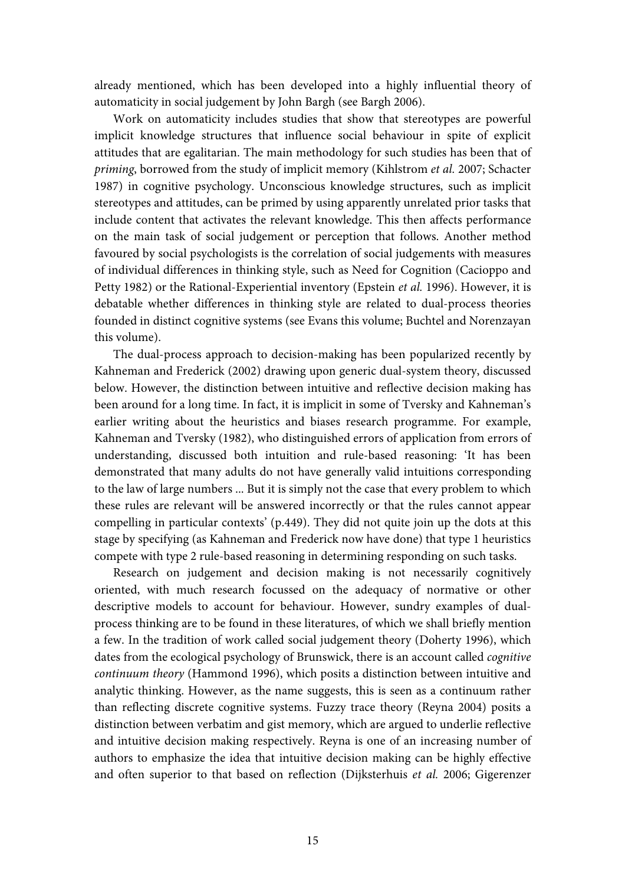already mentioned, which has been developed into a highly influential theory of automaticity in social judgement by John Bargh (see Bargh 2006).

Work on automaticity includes studies that show that stereotypes are powerful implicit knowledge structures that influence social behaviour in spite of explicit attitudes that are egalitarian. The main methodology for such studies has been that of *priming*, borrowed from the study of implicit memory (Kihlstrom *et al.* 2007; Schacter 1987) in cognitive psychology. Unconscious knowledge structures, such as implicit stereotypes and attitudes, can be primed by using apparently unrelated prior tasks that include content that activates the relevant knowledge. This then affects performance on the main task of social judgement or perception that follows. Another method favoured by social psychologists is the correlation of social judgements with measures of individual differences in thinking style, such as Need for Cognition (Cacioppo and Petty 1982) or the Rational-Experiential inventory (Epstein *et al.* 1996). However, it is debatable whether differences in thinking style are related to dual-process theories founded in distinct cognitive systems (see Evans this volume; Buchtel and Norenzayan this volume).

The dual-process approach to decision-making has been popularized recently by Kahneman and Frederick (2002) drawing upon generic dual-system theory, discussed below. However, the distinction between intuitive and reflective decision making has been around for a long time. In fact, it is implicit in some of Tversky and Kahneman's earlier writing about the heuristics and biases research programme. For example, Kahneman and Tversky (1982), who distinguished errors of application from errors of understanding, discussed both intuition and rule-based reasoning: 'It has been demonstrated that many adults do not have generally valid intuitions corresponding to the law of large numbers ... But it is simply not the case that every problem to which these rules are relevant will be answered incorrectly or that the rules cannot appear compelling in particular contexts' (p.449). They did not quite join up the dots at this stage by specifying (as Kahneman and Frederick now have done) that type 1 heuristics compete with type 2 rule-based reasoning in determining responding on such tasks.

Research on judgement and decision making is not necessarily cognitively oriented, with much research focussed on the adequacy of normative or other descriptive models to account for behaviour. However, sundry examples of dual-process thinking are to be found in these literatures, of which we shall briefly mention a few. In the tradition of work called social judgement theory (Doherty 1996), which dates from the ecological psychology of Brunswick, there is an account called *cognitive continuum theory* (Hammond 1996), which posits a distinction between intuitive and analytic thinking. However, as the name suggests, this is seen as a continuum rather than reflecting discrete cognitive systems. Fuzzy trace theory (Reyna 2004) posits a distinction between verbatim and gist memory, which are argued to underlie reflective and intuitive decision making respectively. Reyna is one of an increasing number of authors to emphasize the idea that intuitive decision making can be highly effective and often superior to that based on reflection (Dijksterhuis *et al.* 2006; Gigerenzer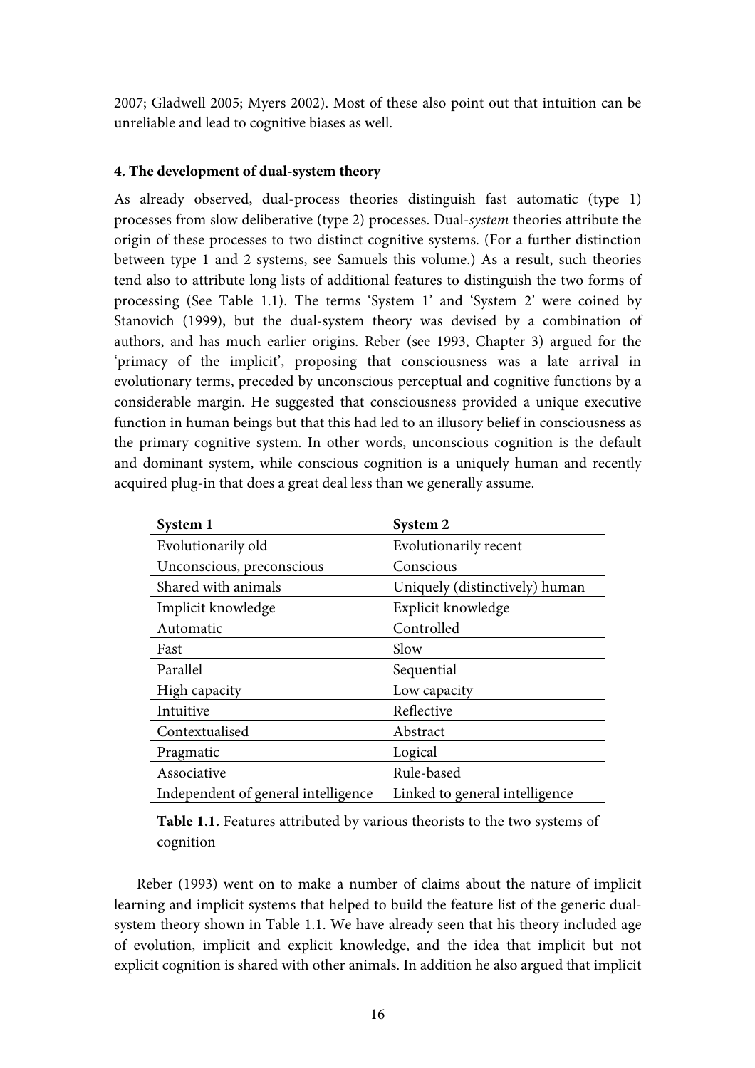2007; Gladwell 2005; Myers 2002). Most of these also point out that intuition can be unreliable and lead to cognitive biases as well.

**4. The development of dual-system theory**

As already observed, dual-process theories distinguish fast automatic (type 1) processes from slow deliberative (type 2) processes. Dual-*system* theories attribute the origin of these processes to two distinct cognitive systems. (For a further distinction between type 1 and 2 systems, see Samuels this volume.) As a result, such theories tend also to attribute long lists of additional features to distinguish the two forms of processing (See Table 1.1). The terms 'System 1' and 'System 2' were coined by Stanovich (1999), but the dual-system theory was devised by a combination of authors, and has much earlier origins. Reber (see 1993, Chapter 3) argued for the 'primacy of the implicit', proposing that consciousness was a late arrival in evolutionary terms, preceded by unconscious perceptual and cognitive functions by a considerable margin. He suggested that consciousness provided a unique executive function in human beings but that this had led to an illusory belief in consciousness as the primary cognitive system. In other words, unconscious cognition is the default and dominant system, while conscious cognition is a uniquely human and recently acquired plug-in that does a great deal less than we generally assume.

| **System 1** | **System 2** |
|---|---|
| Evolutionarily old | Evolutionarily recent |
| Unconscious, preconscious | Conscious |
| Shared with animals | Uniquely (distinctively) human |
| Implicit knowledge | Explicit knowledge |
| Automatic | Controlled |
| Fast | Slow |
| Parallel | Sequential |
| High capacity | Low capacity |
| Intuitive | Reflective |
| Contextualised | Abstract |
| Pragmatic | Logical |
| Associative | Rule-based |
| Independent of general intelligence | Linked to general intelligence |

**Table 1.1.** Features attributed by various theorists to the two systems of cognition

Reber (1993) went on to make a number of claims about the nature of implicit learning and implicit systems that helped to build the feature list of the generic dual-system theory shown in Table 1.1. We have already seen that his theory included age of evolution, implicit and explicit knowledge, and the idea that implicit but not explicit cognition is shared with other animals. In addition he also argued that implicit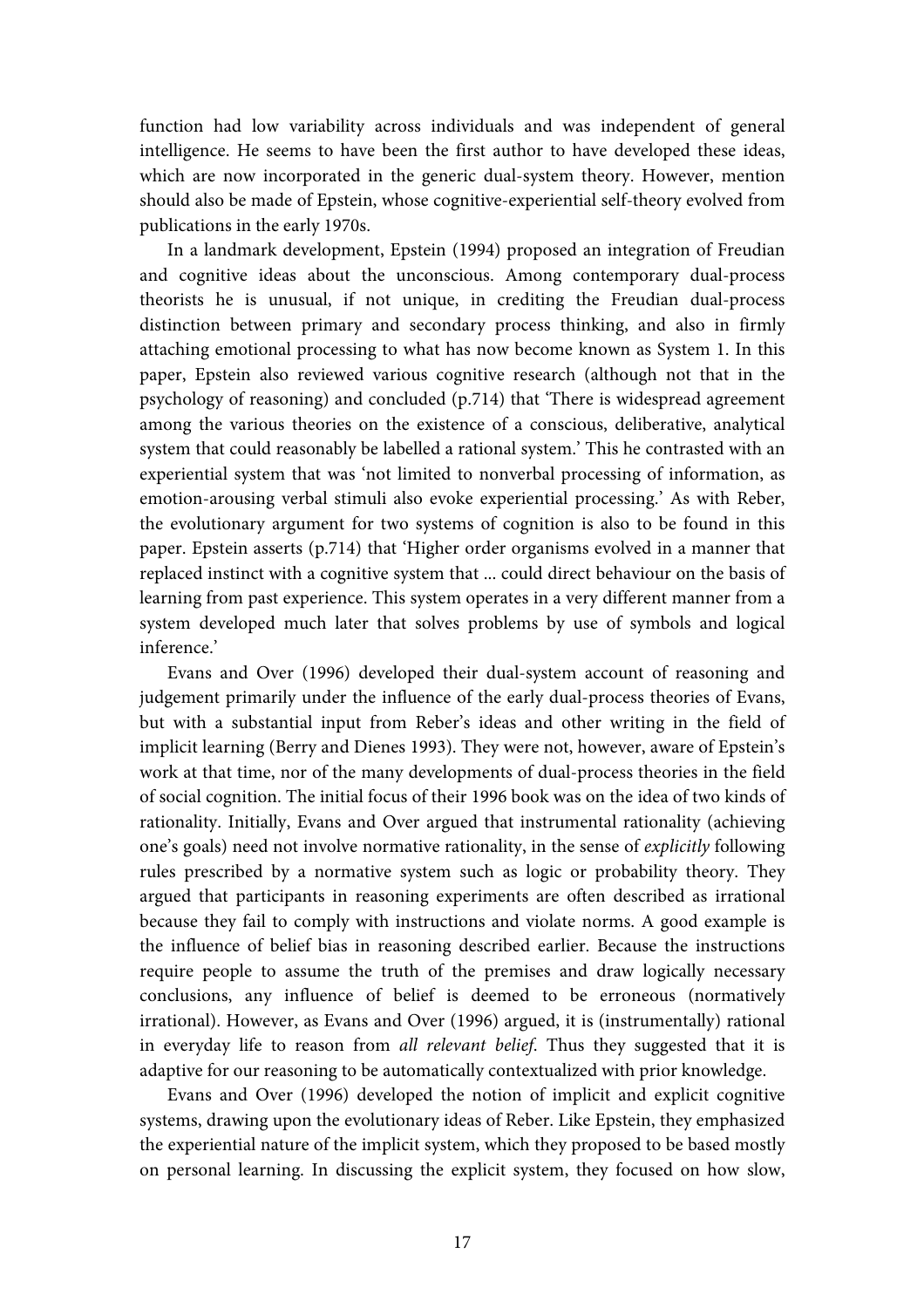function had low variability across individuals and was independent of general intelligence. He seems to have been the first author to have developed these ideas, which are now incorporated in the generic dual-system theory. However, mention should also be made of Epstein, whose cognitive-experiential self-theory evolved from publications in the early 1970s.

In a landmark development, Epstein (1994) proposed an integration of Freudian and cognitive ideas about the unconscious. Among contemporary dual-process theorists he is unusual, if not unique, in crediting the Freudian dual-process distinction between primary and secondary process thinking, and also in firmly attaching emotional processing to what has now become known as System 1. In this paper, Epstein also reviewed various cognitive research (although not that in the psychology of reasoning) and concluded (p.714) that 'There is widespread agreement among the various theories on the existence of a conscious, deliberative, analytical system that could reasonably be labelled a rational system.' This he contrasted with an experiential system that was 'not limited to nonverbal processing of information, as emotion-arousing verbal stimuli also evoke experiential processing.' As with Reber, the evolutionary argument for two systems of cognition is also to be found in this paper. Epstein asserts (p.714) that 'Higher order organisms evolved in a manner that replaced instinct with a cognitive system that ... could direct behaviour on the basis of learning from past experience. This system operates in a very different manner from a system developed much later that solves problems by use of symbols and logical inference.'

Evans and Over (1996) developed their dual-system account of reasoning and judgement primarily under the influence of the early dual-process theories of Evans, but with a substantial input from Reber's ideas and other writing in the field of implicit learning (Berry and Dienes 1993). They were not, however, aware of Epstein's work at that time, nor of the many developments of dual-process theories in the field of social cognition. The initial focus of their 1996 book was on the idea of two kinds of rationality. Initially, Evans and Over argued that instrumental rationality (achieving one's goals) need not involve normative rationality, in the sense of *explicitly* following rules prescribed by a normative system such as logic or probability theory. They argued that participants in reasoning experiments are often described as irrational because they fail to comply with instructions and violate norms. A good example is the influence of belief bias in reasoning described earlier. Because the instructions require people to assume the truth of the premises and draw logically necessary conclusions, any influence of belief is deemed to be erroneous (normatively irrational). However, as Evans and Over (1996) argued, it is (instrumentally) rational in everyday life to reason from *all relevant belief*. Thus they suggested that it is adaptive for our reasoning to be automatically contextualized with prior knowledge.

Evans and Over (1996) developed the notion of implicit and explicit cognitive systems, drawing upon the evolutionary ideas of Reber. Like Epstein, they emphasized the experiential nature of the implicit system, which they proposed to be based mostly on personal learning. In discussing the explicit system, they focused on how slow,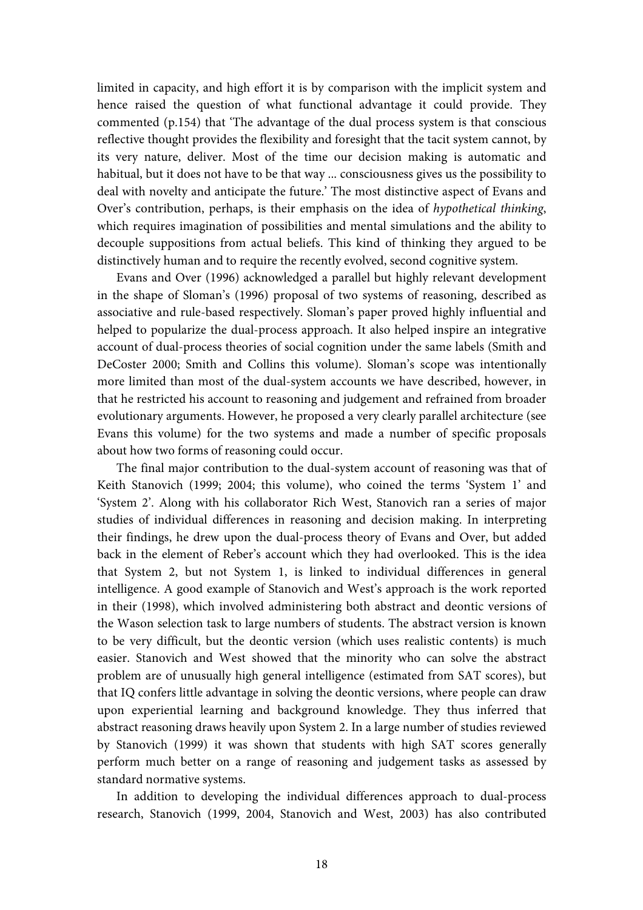limited in capacity, and high effort it is by comparison with the implicit system and hence raised the question of what functional advantage it could provide. They commented (p.154) that 'The advantage of the dual process system is that conscious reflective thought provides the flexibility and foresight that the tacit system cannot, by its very nature, deliver. Most of the time our decision making is automatic and habitual, but it does not have to be that way ... consciousness gives us the possibility to deal with novelty and anticipate the future.' The most distinctive aspect of Evans and Over's contribution, perhaps, is their emphasis on the idea of *hypothetical thinking*, which requires imagination of possibilities and mental simulations and the ability to decouple suppositions from actual beliefs. This kind of thinking they argued to be distinctively human and to require the recently evolved, second cognitive system.

Evans and Over (1996) acknowledged a parallel but highly relevant development in the shape of Sloman's (1996) proposal of two systems of reasoning, described as associative and rule-based respectively. Sloman's paper proved highly influential and helped to popularize the dual-process approach. It also helped inspire an integrative account of dual-process theories of social cognition under the same labels (Smith and DeCoster 2000; Smith and Collins this volume). Sloman's scope was intentionally more limited than most of the dual-system accounts we have described, however, in that he restricted his account to reasoning and judgement and refrained from broader evolutionary arguments. However, he proposed a very clearly parallel architecture (see Evans this volume) for the two systems and made a number of specific proposals about how two forms of reasoning could occur.

The final major contribution to the dual-system account of reasoning was that of Keith Stanovich (1999; 2004; this volume), who coined the terms 'System 1' and 'System 2'. Along with his collaborator Rich West, Stanovich ran a series of major studies of individual differences in reasoning and decision making. In interpreting their findings, he drew upon the dual-process theory of Evans and Over, but added back in the element of Reber's account which they had overlooked. This is the idea that System 2, but not System 1, is linked to individual differences in general intelligence. A good example of Stanovich and West's approach is the work reported in their (1998), which involved administering both abstract and deontic versions of the Wason selection task to large numbers of students. The abstract version is known to be very difficult, but the deontic version (which uses realistic contents) is much easier. Stanovich and West showed that the minority who can solve the abstract problem are of unusually high general intelligence (estimated from SAT scores), but that IQ confers little advantage in solving the deontic versions, where people can draw upon experiential learning and background knowledge. They thus inferred that abstract reasoning draws heavily upon System 2. In a large number of studies reviewed by Stanovich (1999) it was shown that students with high SAT scores generally perform much better on a range of reasoning and judgement tasks as assessed by standard normative systems.

In addition to developing the individual differences approach to dual-process research, Stanovich (1999, 2004, Stanovich and West, 2003) has also contributed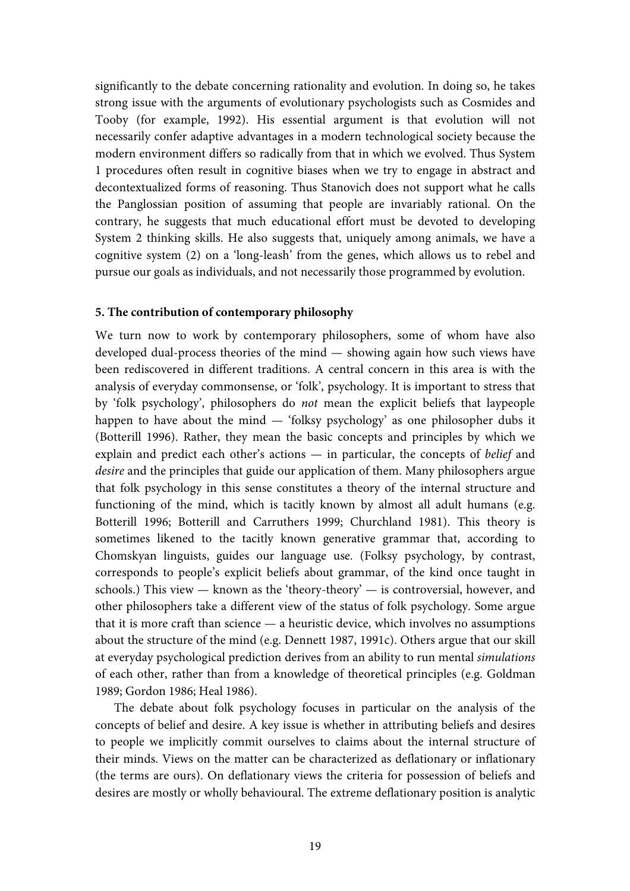significantly to the debate concerning rationality and evolution. In doing so, he takes strong issue with the arguments of evolutionary psychologists such as Cosmides and Tooby (for example, 1992). His essential argument is that evolution will not necessarily confer adaptive advantages in a modern technological society because the modern environment differs so radically from that in which we evolved. Thus System 1 procedures often result in cognitive biases when we try to engage in abstract and decontextualized forms of reasoning. Thus Stanovich does not support what he calls the Panglossian position of assuming that people are invariably rational. On the contrary, he suggests that much educational effort must be devoted to developing System 2 thinking skills. He also suggests that, uniquely among animals, we have a cognitive system (2) on a 'long-leash' from the genes, which allows us to rebel and pursue our goals as individuals, and not necessarily those programmed by evolution.

**5. The contribution of contemporary philosophy**

We turn now to work by contemporary philosophers, some of whom have also developed dual-process theories of the mind — showing again how such views have been rediscovered in different traditions. A central concern in this area is with the analysis of everyday commonsense, or 'folk', psychology. It is important to stress that by 'folk psychology', philosophers do *not* mean the explicit beliefs that laypeople happen to have about the mind — 'folksy psychology' as one philosopher dubs it (Botterill 1996). Rather, they mean the basic concepts and principles by which we explain and predict each other's actions — in particular, the concepts of *belief* and *desire* and the principles that guide our application of them. Many philosophers argue that folk psychology in this sense constitutes a theory of the internal structure and functioning of the mind, which is tacitly known by almost all adult humans (e.g. Botterill 1996; Botterill and Carruthers 1999; Churchland 1981). This theory is sometimes likened to the tacitly known generative grammar that, according to Chomskyan linguists, guides our language use. (Folksy psychology, by contrast, corresponds to people's explicit beliefs about grammar, of the kind once taught in schools.) This view — known as the 'theory-theory' — is controversial, however, and other philosophers take a different view of the status of folk psychology. Some argue that it is more craft than science — a heuristic device, which involves no assumptions about the structure of the mind (e.g. Dennett 1987, 1991c). Others argue that our skill at everyday psychological prediction derives from an ability to run mental *simulations* of each other, rather than from a knowledge of theoretical principles (e.g. Goldman 1989; Gordon 1986; Heal 1986).

The debate about folk psychology focuses in particular on the analysis of the concepts of belief and desire. A key issue is whether in attributing beliefs and desires to people we implicitly commit ourselves to claims about the internal structure of their minds. Views on the matter can be characterized as deflationary or inflationary (the terms are ours). On deflationary views the criteria for possession of beliefs and desires are mostly or wholly behavioural. The extreme deflationary position is analytic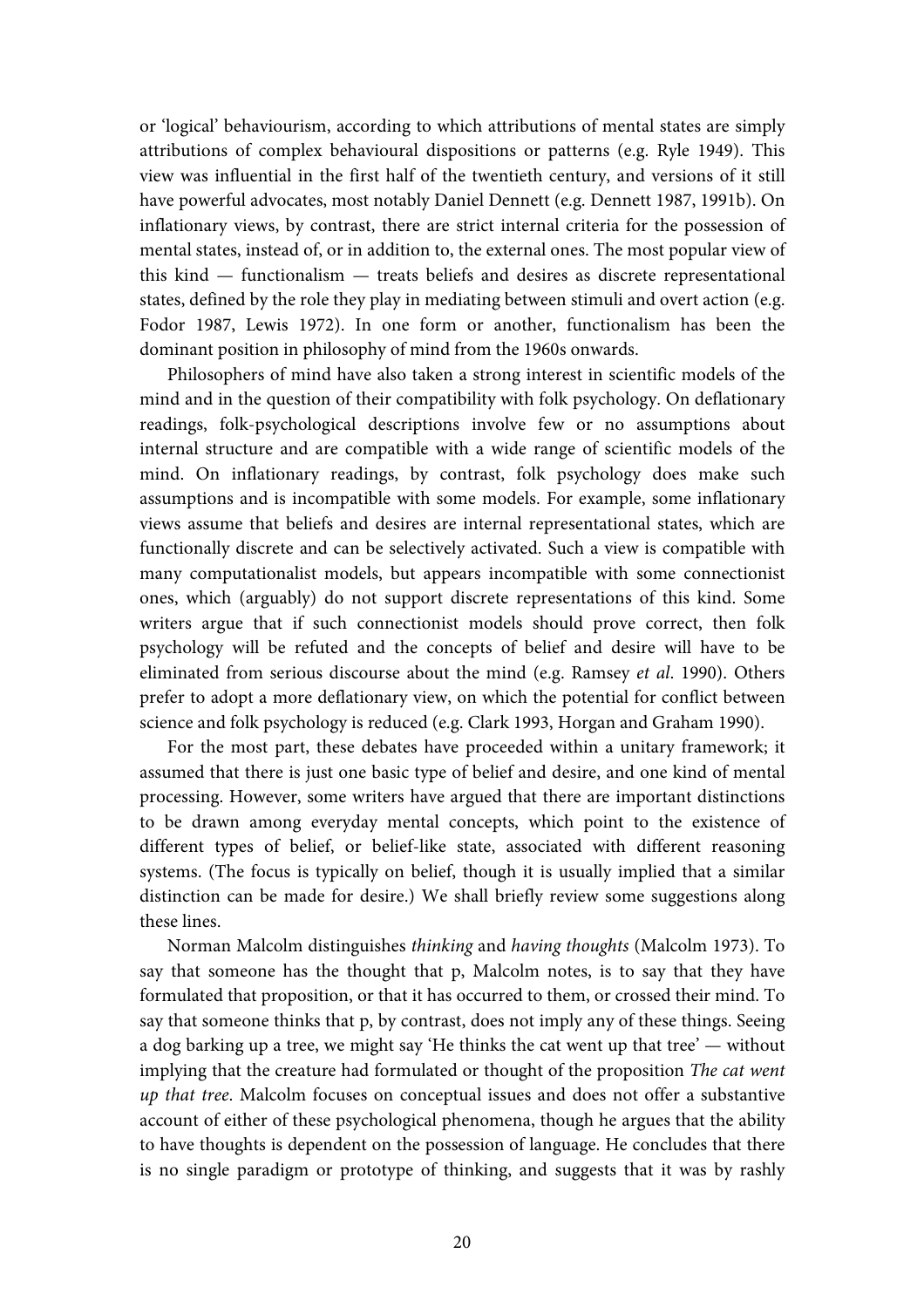or 'logical' behaviourism, according to which attributions of mental states are simply attributions of complex behavioural dispositions or patterns (e.g. Ryle 1949). This view was influential in the first half of the twentieth century, and versions of it still have powerful advocates, most notably Daniel Dennett (e.g. Dennett 1987, 1991b). On inflationary views, by contrast, there are strict internal criteria for the possession of mental states, instead of, or in addition to, the external ones. The most popular view of this kind — functionalism — treats beliefs and desires as discrete representational states, defined by the role they play in mediating between stimuli and overt action (e.g. Fodor 1987, Lewis 1972). In one form or another, functionalism has been the dominant position in philosophy of mind from the 1960s onwards.

Philosophers of mind have also taken a strong interest in scientific models of the mind and in the question of their compatibility with folk psychology. On deflationary readings, folk-psychological descriptions involve few or no assumptions about internal structure and are compatible with a wide range of scientific models of the mind. On inflationary readings, by contrast, folk psychology does make such assumptions and is incompatible with some models. For example, some inflationary views assume that beliefs and desires are internal representational states, which are functionally discrete and can be selectively activated. Such a view is compatible with many computationalist models, but appears incompatible with some connectionist ones, which (arguably) do not support discrete representations of this kind. Some writers argue that if such connectionist models should prove correct, then folk psychology will be refuted and the concepts of belief and desire will have to be eliminated from serious discourse about the mind (e.g. Ramsey *et al*. 1990). Others prefer to adopt a more deflationary view, on which the potential for conflict between science and folk psychology is reduced (e.g. Clark 1993, Horgan and Graham 1990).

For the most part, these debates have proceeded within a unitary framework; it assumed that there is just one basic type of belief and desire, and one kind of mental processing. However, some writers have argued that there are important distinctions to be drawn among everyday mental concepts, which point to the existence of different types of belief, or belief-like state, associated with different reasoning systems. (The focus is typically on belief, though it is usually implied that a similar distinction can be made for desire.) We shall briefly review some suggestions along these lines.

Norman Malcolm distinguishes *thinking* and *having thoughts* (Malcolm 1973). To say that someone has the thought that p, Malcolm notes, is to say that they have formulated that proposition, or that it has occurred to them, or crossed their mind. To say that someone thinks that p, by contrast, does not imply any of these things. Seeing a dog barking up a tree, we might say 'He thinks the cat went up that tree' — without implying that the creature had formulated or thought of the proposition *The cat went up that tree*. Malcolm focuses on conceptual issues and does not offer a substantive account of either of these psychological phenomena, though he argues that the ability to have thoughts is dependent on the possession of language. He concludes that there is no single paradigm or prototype of thinking, and suggests that it was by rashly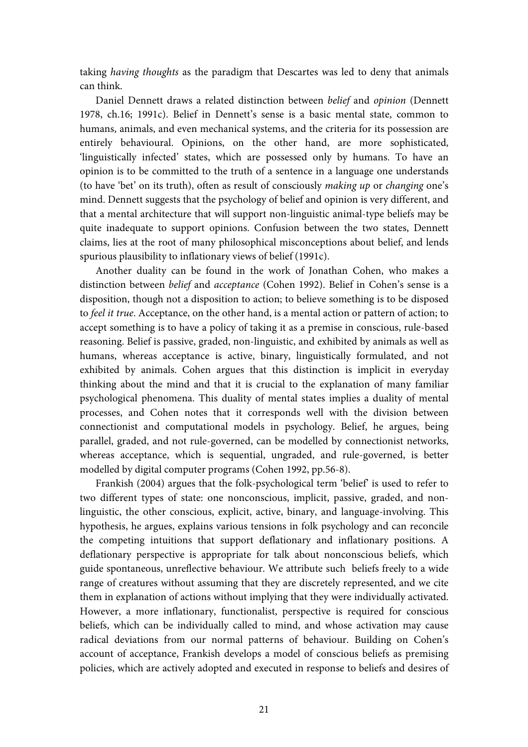taking *having thoughts* as the paradigm that Descartes was led to deny that animals can think.

Daniel Dennett draws a related distinction between *belief* and *opinion* (Dennett 1978, ch.16; 1991c). Belief in Dennett's sense is a basic mental state, common to humans, animals, and even mechanical systems, and the criteria for its possession are entirely behavioural. Opinions, on the other hand, are more sophisticated, 'linguistically infected' states, which are possessed only by humans. To have an opinion is to be committed to the truth of a sentence in a language one understands (to have 'bet' on its truth), often as result of consciously *making up* or *changing* one's mind. Dennett suggests that the psychology of belief and opinion is very different, and that a mental architecture that will support non-linguistic animal-type beliefs may be quite inadequate to support opinions. Confusion between the two states, Dennett claims, lies at the root of many philosophical misconceptions about belief, and lends spurious plausibility to inflationary views of belief (1991c).

Another duality can be found in the work of Jonathan Cohen, who makes a distinction between *belief* and *acceptance* (Cohen 1992). Belief in Cohen's sense is a disposition, though not a disposition to action; to believe something is to be disposed to *feel it true*. Acceptance, on the other hand, is a mental action or pattern of action; to accept something is to have a policy of taking it as a premise in conscious, rule-based reasoning. Belief is passive, graded, non-linguistic, and exhibited by animals as well as humans, whereas acceptance is active, binary, linguistically formulated, and not exhibited by animals. Cohen argues that this distinction is implicit in everyday thinking about the mind and that it is crucial to the explanation of many familiar psychological phenomena. This duality of mental states implies a duality of mental processes, and Cohen notes that it corresponds well with the division between connectionist and computational models in psychology. Belief, he argues, being parallel, graded, and not rule-governed, can be modelled by connectionist networks, whereas acceptance, which is sequential, ungraded, and rule-governed, is better modelled by digital computer programs (Cohen 1992, pp.56-8).

Frankish (2004) argues that the folk-psychological term 'belief' is used to refer to two different types of state: one nonconscious, implicit, passive, graded, and non-linguistic, the other conscious, explicit, active, binary, and language-involving. This hypothesis, he argues, explains various tensions in folk psychology and can reconcile the competing intuitions that support deflationary and inflationary positions. A deflationary perspective is appropriate for talk about nonconscious beliefs, which guide spontaneous, unreflective behaviour. We attribute such beliefs freely to a wide range of creatures without assuming that they are discretely represented, and we cite them in explanation of actions without implying that they were individually activated. However, a more inflationary, functionalist, perspective is required for conscious beliefs, which can be individually called to mind, and whose activation may cause radical deviations from our normal patterns of behaviour. Building on Cohen's account of acceptance, Frankish develops a model of conscious beliefs as premising policies, which are actively adopted and executed in response to beliefs and desires of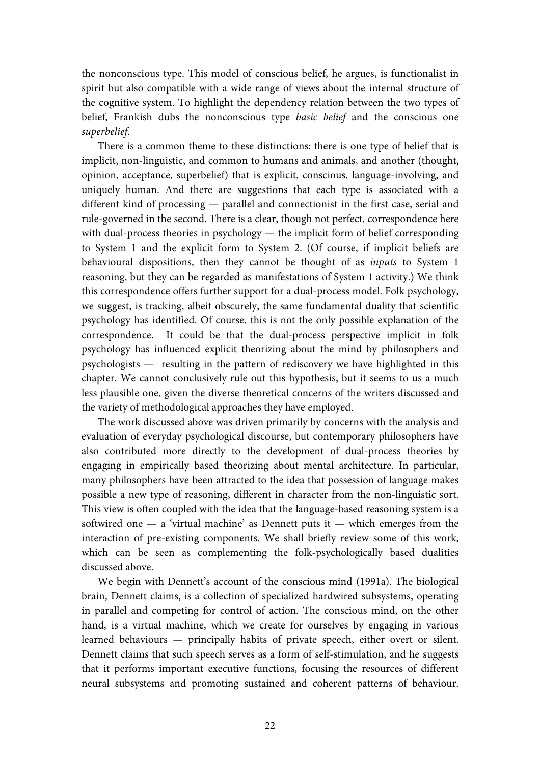the nonconscious type. This model of conscious belief, he argues, is functionalist in spirit but also compatible with a wide range of views about the internal structure of the cognitive system. To highlight the dependency relation between the two types of belief, Frankish dubs the nonconscious type *basic belief* and the conscious one *superbelief*.

There is a common theme to these distinctions: there is one type of belief that is implicit, non-linguistic, and common to humans and animals, and another (thought, opinion, acceptance, superbelief) that is explicit, conscious, language-involving, and uniquely human. And there are suggestions that each type is associated with a different kind of processing — parallel and connectionist in the first case, serial and rule-governed in the second. There is a clear, though not perfect, correspondence here with dual-process theories in psychology — the implicit form of belief corresponding to System 1 and the explicit form to System 2. (Of course, if implicit beliefs are behavioural dispositions, then they cannot be thought of as *inputs* to System 1 reasoning, but they can be regarded as manifestations of System 1 activity.) We think this correspondence offers further support for a dual-process model. Folk psychology, we suggest, is tracking, albeit obscurely, the same fundamental duality that scientific psychology has identified. Of course, this is not the only possible explanation of the correspondence. It could be that the dual-process perspective implicit in folk psychology has influenced explicit theorizing about the mind by philosophers and psychologists — resulting in the pattern of rediscovery we have highlighted in this chapter. We cannot conclusively rule out this hypothesis, but it seems to us a much less plausible one, given the diverse theoretical concerns of the writers discussed and the variety of methodological approaches they have employed.

The work discussed above was driven primarily by concerns with the analysis and evaluation of everyday psychological discourse, but contemporary philosophers have also contributed more directly to the development of dual-process theories by engaging in empirically based theorizing about mental architecture. In particular, many philosophers have been attracted to the idea that possession of language makes possible a new type of reasoning, different in character from the non-linguistic sort. This view is often coupled with the idea that the language-based reasoning system is a softwired one — a 'virtual machine' as Dennett puts it — which emerges from the interaction of pre-existing components. We shall briefly review some of this work, which can be seen as complementing the folk-psychologically based dualities discussed above.

We begin with Dennett's account of the conscious mind (1991a). The biological brain, Dennett claims, is a collection of specialized hardwired subsystems, operating in parallel and competing for control of action. The conscious mind, on the other hand, is a virtual machine, which we create for ourselves by engaging in various learned behaviours — principally habits of private speech, either overt or silent. Dennett claims that such speech serves as a form of self-stimulation, and he suggests that it performs important executive functions, focusing the resources of different neural subsystems and promoting sustained and coherent patterns of behaviour.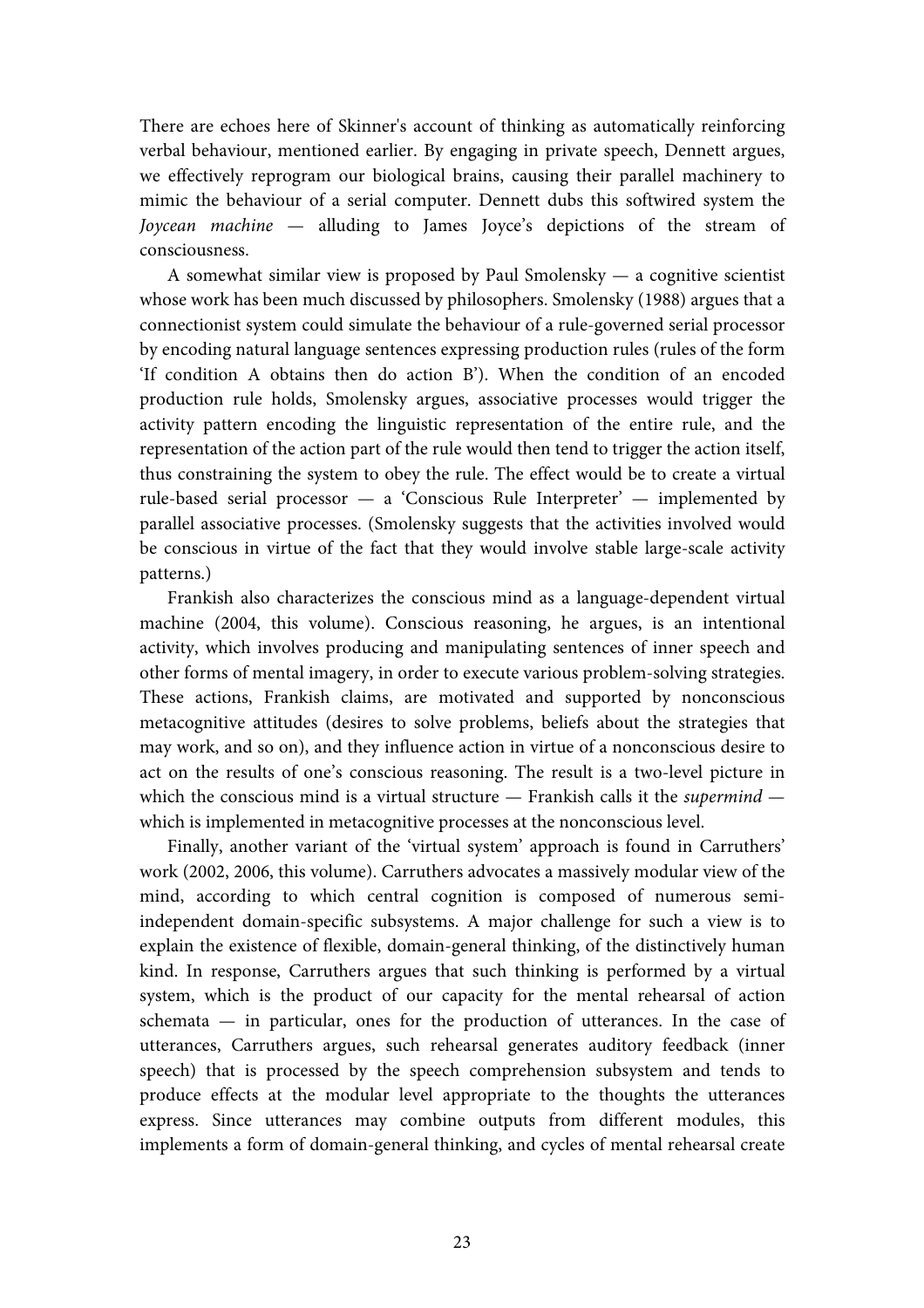There are echoes here of Skinner's account of thinking as automatically reinforcing verbal behaviour, mentioned earlier. By engaging in private speech, Dennett argues, we effectively reprogram our biological brains, causing their parallel machinery to mimic the behaviour of a serial computer. Dennett dubs this softwired system the *Joycean machine* — alluding to James Joyce's depictions of the stream of consciousness.

A somewhat similar view is proposed by Paul Smolensky — a cognitive scientist whose work has been much discussed by philosophers. Smolensky (1988) argues that a connectionist system could simulate the behaviour of a rule-governed serial processor by encoding natural language sentences expressing production rules (rules of the form 'If condition A obtains then do action B'). When the condition of an encoded production rule holds, Smolensky argues, associative processes would trigger the activity pattern encoding the linguistic representation of the entire rule, and the representation of the action part of the rule would then tend to trigger the action itself, thus constraining the system to obey the rule. The effect would be to create a virtual rule-based serial processor — a 'Conscious Rule Interpreter' — implemented by parallel associative processes. (Smolensky suggests that the activities involved would be conscious in virtue of the fact that they would involve stable large-scale activity patterns.)

Frankish also characterizes the conscious mind as a language-dependent virtual machine (2004, this volume). Conscious reasoning, he argues, is an intentional activity, which involves producing and manipulating sentences of inner speech and other forms of mental imagery, in order to execute various problem-solving strategies. These actions, Frankish claims, are motivated and supported by nonconscious metacognitive attitudes (desires to solve problems, beliefs about the strategies that may work, and so on), and they influence action in virtue of a nonconscious desire to act on the results of one's conscious reasoning. The result is a two-level picture in which the conscious mind is a virtual structure — Frankish calls it the *supermind* — which is implemented in metacognitive processes at the nonconscious level.

Finally, another variant of the 'virtual system' approach is found in Carruthers' work (2002, 2006, this volume). Carruthers advocates a massively modular view of the mind, according to which central cognition is composed of numerous semi-independent domain-specific subsystems. A major challenge for such a view is to explain the existence of flexible, domain-general thinking, of the distinctively human kind. In response, Carruthers argues that such thinking is performed by a virtual system, which is the product of our capacity for the mental rehearsal of action schemata — in particular, ones for the production of utterances. In the case of utterances, Carruthers argues, such rehearsal generates auditory feedback (inner speech) that is processed by the speech comprehension subsystem and tends to produce effects at the modular level appropriate to the thoughts the utterances express. Since utterances may combine outputs from different modules, this implements a form of domain-general thinking, and cycles of mental rehearsal create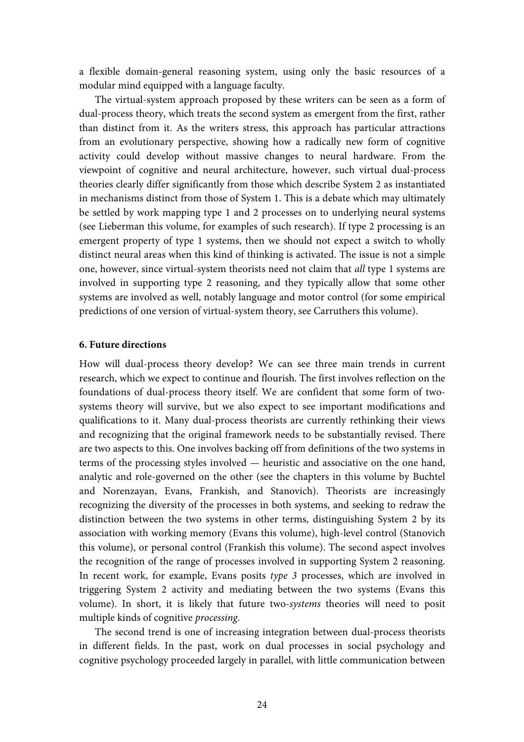a flexible domain-general reasoning system, using only the basic resources of a modular mind equipped with a language faculty.

The virtual-system approach proposed by these writers can be seen as a form of dual-process theory, which treats the second system as emergent from the first, rather than distinct from it. As the writers stress, this approach has particular attractions from an evolutionary perspective, showing how a radically new form of cognitive activity could develop without massive changes to neural hardware. From the viewpoint of cognitive and neural architecture, however, such virtual dual-process theories clearly differ significantly from those which describe System 2 as instantiated in mechanisms distinct from those of System 1. This is a debate which may ultimately be settled by work mapping type 1 and 2 processes on to underlying neural systems (see Lieberman this volume, for examples of such research). If type 2 processing is an emergent property of type 1 systems, then we should not expect a switch to wholly distinct neural areas when this kind of thinking is activated. The issue is not a simple one, however, since virtual-system theorists need not claim that *all* type 1 systems are involved in supporting type 2 reasoning, and they typically allow that some other systems are involved as well, notably language and motor control (for some empirical predictions of one version of virtual-system theory, see Carruthers this volume).

**6. Future directions**

How will dual-process theory develop? We can see three main trends in current research, which we expect to continue and flourish. The first involves reflection on the foundations of dual-process theory itself. We are confident that some form of two-systems theory will survive, but we also expect to see important modifications and qualifications to it. Many dual-process theorists are currently rethinking their views and recognizing that the original framework needs to be substantially revised. There are two aspects to this. One involves backing off from definitions of the two systems in terms of the processing styles involved — heuristic and associative on the one hand, analytic and role-governed on the other (see the chapters in this volume by Buchtel and Norenzayan, Evans, Frankish, and Stanovich). Theorists are increasingly recognizing the diversity of the processes in both systems, and seeking to redraw the distinction between the two systems in other terms, distinguishing System 2 by its association with working memory (Evans this volume), high-level control (Stanovich this volume), or personal control (Frankish this volume). The second aspect involves the recognition of the range of processes involved in supporting System 2 reasoning. In recent work, for example, Evans posits *type 3* processes, which are involved in triggering System 2 activity and mediating between the two systems (Evans this volume). In short, it is likely that future two-*systems* theories will need to posit multiple kinds of cognitive *processing*.

The second trend is one of increasing integration between dual-process theorists in different fields. In the past, work on dual processes in social psychology and cognitive psychology proceeded largely in parallel, with little communication between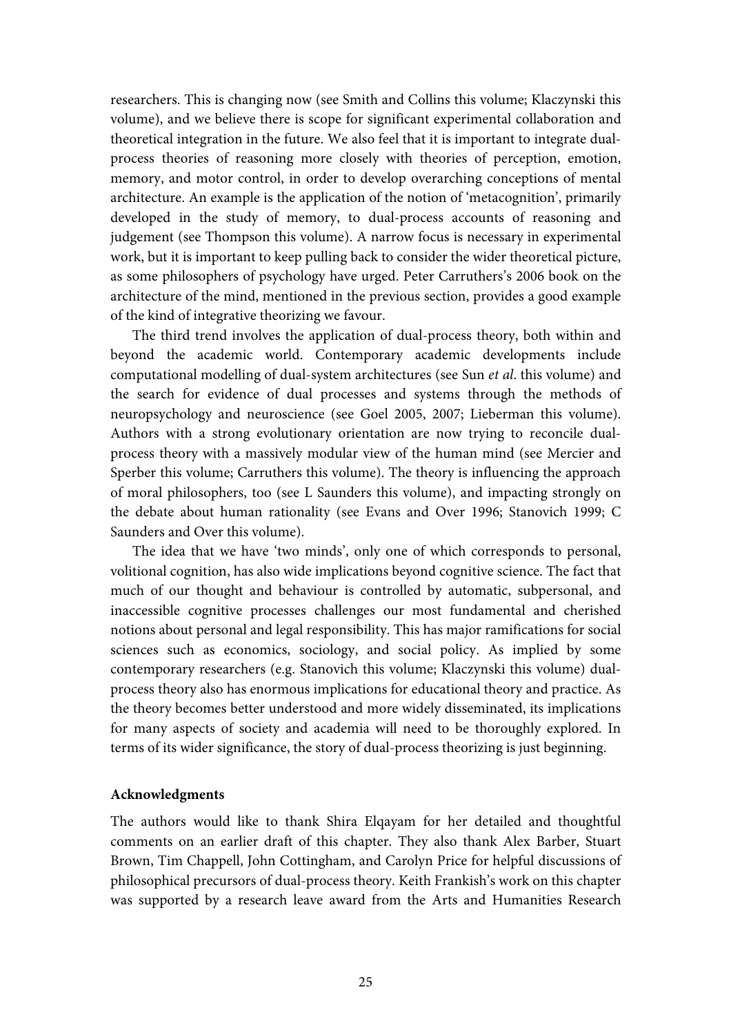researchers. This is changing now (see Smith and Collins this volume; Klaczynski this volume), and we believe there is scope for significant experimental collaboration and theoretical integration in the future. We also feel that it is important to integrate dual-process theories of reasoning more closely with theories of perception, emotion, memory, and motor control, in order to develop overarching conceptions of mental architecture. An example is the application of the notion of 'metacognition', primarily developed in the study of memory, to dual-process accounts of reasoning and judgement (see Thompson this volume). A narrow focus is necessary in experimental work, but it is important to keep pulling back to consider the wider theoretical picture, as some philosophers of psychology have urged. Peter Carruthers's 2006 book on the architecture of the mind, mentioned in the previous section, provides a good example of the kind of integrative theorizing we favour.

The third trend involves the application of dual-process theory, both within and beyond the academic world. Contemporary academic developments include computational modelling of dual-system architectures (see Sun *et al*. this volume) and the search for evidence of dual processes and systems through the methods of neuropsychology and neuroscience (see Goel 2005, 2007; Lieberman this volume). Authors with a strong evolutionary orientation are now trying to reconcile dual-process theory with a massively modular view of the human mind (see Mercier and Sperber this volume; Carruthers this volume). The theory is influencing the approach of moral philosophers, too (see L Saunders this volume), and impacting strongly on the debate about human rationality (see Evans and Over 1996; Stanovich 1999; C Saunders and Over this volume).

The idea that we have 'two minds', only one of which corresponds to personal, volitional cognition, has also wide implications beyond cognitive science. The fact that much of our thought and behaviour is controlled by automatic, subpersonal, and inaccessible cognitive processes challenges our most fundamental and cherished notions about personal and legal responsibility. This has major ramifications for social sciences such as economics, sociology, and social policy. As implied by some contemporary researchers (e.g. Stanovich this volume; Klaczynski this volume) dual-process theory also has enormous implications for educational theory and practice. As the theory becomes better understood and more widely disseminated, its implications for many aspects of society and academia will need to be thoroughly explored. In terms of its wider significance, the story of dual-process theorizing is just beginning.

**Acknowledgments**

The authors would like to thank Shira Elqayam for her detailed and thoughtful comments on an earlier draft of this chapter. They also thank Alex Barber, Stuart Brown, Tim Chappell, John Cottingham, and Carolyn Price for helpful discussions of philosophical precursors of dual-process theory. Keith Frankish's work on this chapter was supported by a research leave award from the Arts and Humanities Research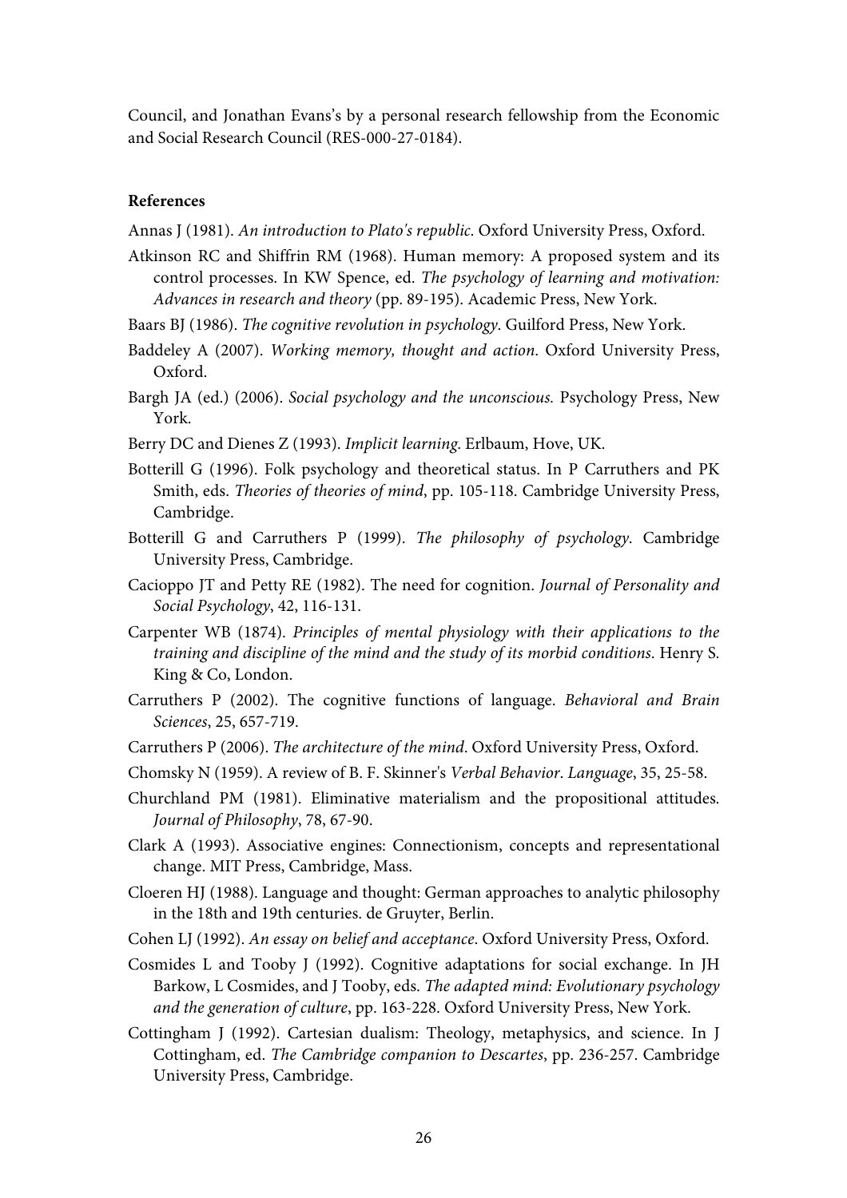Council, and Jonathan Evans's by a personal research fellowship from the Economic and Social Research Council (RES-000-27-0184).

**References**

Annas J (1981). *An introduction to Plato's republic*. Oxford University Press, Oxford.

Atkinson RC and Shiffrin RM (1968). Human memory: A proposed system and its control processes. In KW Spence, ed. *The psychology of learning and motivation: Advances in research and theory* (pp. 89-195). Academic Press, New York.

Baars BJ (1986). *The cognitive revolution in psychology*. Guilford Press, New York.

Baddeley A (2007). *Working memory, thought and action*. Oxford University Press, Oxford.

Bargh JA (ed.) (2006). *Social psychology and the unconscious.* Psychology Press, New York.

Berry DC and Dienes Z (1993). *Implicit learning*. Erlbaum, Hove, UK.

Botterill G (1996). Folk psychology and theoretical status. In P Carruthers and PK Smith, eds. *Theories of theories of mind*, pp. 105-118. Cambridge University Press, Cambridge.

Botterill G and Carruthers P (1999). *The philosophy of psychology*. Cambridge University Press, Cambridge.

Cacioppo JT and Petty RE (1982). The need for cognition. *Journal of Personality and Social Psychology*, 42, 116-131.

Carpenter WB (1874). *Principles of mental physiology with their applications to the training and discipline of the mind and the study of its morbid conditions*. Henry S. King & Co, London.

Carruthers P (2002). The cognitive functions of language. *Behavioral and Brain Sciences*, 25, 657-719.

Carruthers P (2006). *The architecture of the mind*. Oxford University Press, Oxford.

Chomsky N (1959). A review of B. F. Skinner's *Verbal Behavior*. *Language*, 35, 25-58.

Churchland PM (1981). Eliminative materialism and the propositional attitudes. *Journal of Philosophy*, 78, 67-90.

Clark A (1993). Associative engines: Connectionism, concepts and representational change. MIT Press, Cambridge, Mass.

Cloeren HJ (1988). Language and thought: German approaches to analytic philosophy in the 18th and 19th centuries. de Gruyter, Berlin.

Cohen LJ (1992). *An essay on belief and acceptance.* Oxford University Press, Oxford.

Cosmides L and Tooby J (1992). Cognitive adaptations for social exchange. In JH Barkow, L Cosmides, and J Tooby, eds. *The adapted mind: Evolutionary psychology and the generation of culture*, pp. 163-228. Oxford University Press, New York.

Cottingham J (1992). Cartesian dualism: Theology, metaphysics, and science. In J Cottingham, ed. *The Cambridge companion to Descartes*, pp. 236-257. Cambridge University Press, Cambridge.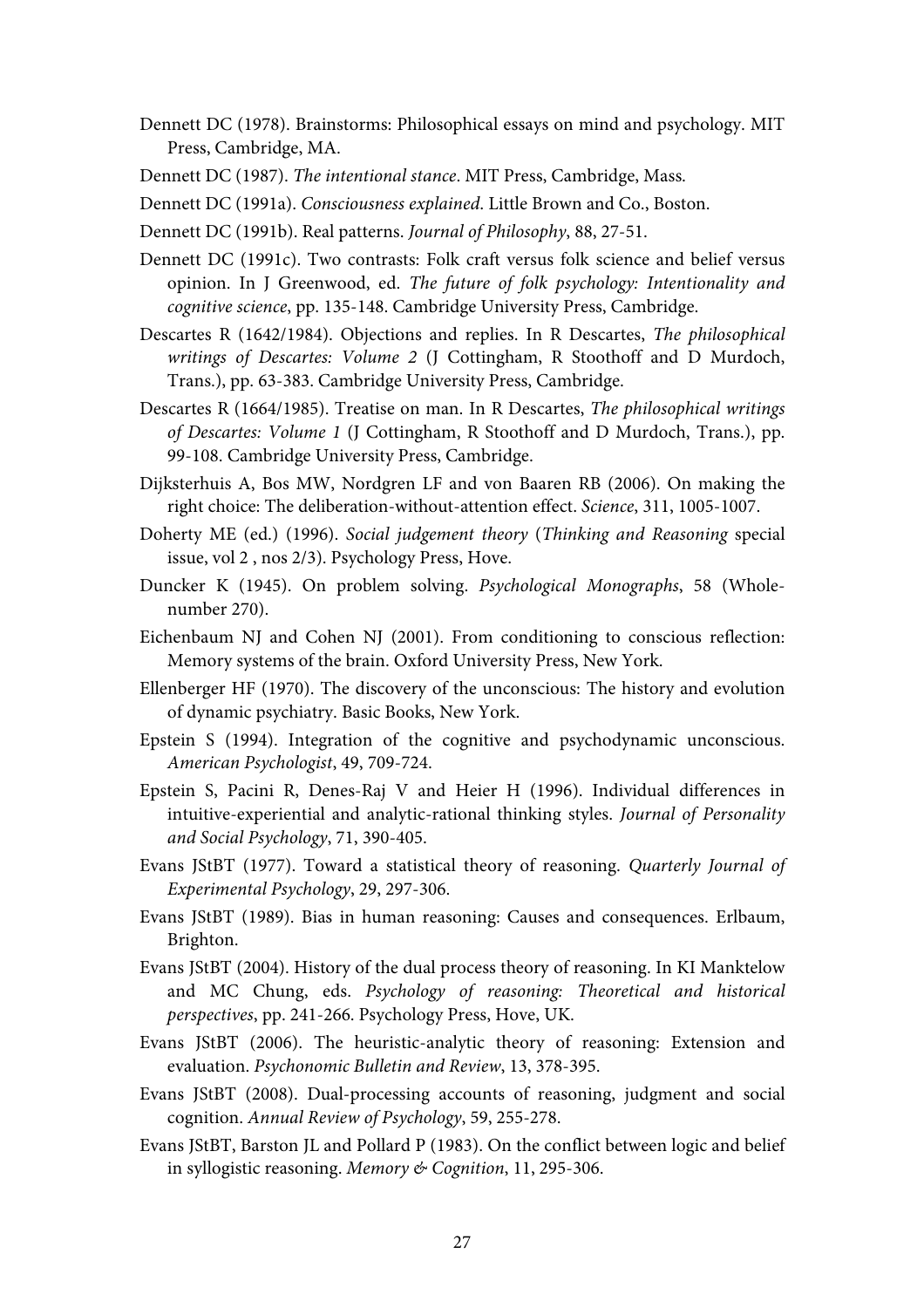Dennett DC (1978). Brainstorms: Philosophical essays on mind and psychology. MIT Press, Cambridge, MA.

Dennett DC (1987). *The intentional stance*. MIT Press, Cambridge, Mass.

Dennett DC (1991a). *Consciousness explained*. Little Brown and Co., Boston.

Dennett DC (1991b). Real patterns. *Journal of Philosophy*, 88, 27-51.

Dennett DC (1991c). Two contrasts: Folk craft versus folk science and belief versus opinion. In J Greenwood, ed. *The future of folk psychology: Intentionality and cognitive science*, pp. 135-148. Cambridge University Press, Cambridge.

Descartes R (1642/1984). Objections and replies. In R Descartes, *The philosophical writings of Descartes: Volume 2* (J Cottingham, R Stoothoff and D Murdoch, Trans.), pp. 63-383. Cambridge University Press, Cambridge.

Descartes R (1664/1985). Treatise on man. In R Descartes, *The philosophical writings of Descartes: Volume 1* (J Cottingham, R Stoothoff and D Murdoch, Trans.), pp. 99-108. Cambridge University Press, Cambridge.

Dijksterhuis A, Bos MW, Nordgren LF and von Baaren RB (2006). On making the right choice: The deliberation-without-attention effect. *Science*, 311, 1005-1007.

Doherty ME (ed.) (1996). *Social judgement theory* (*Thinking and Reasoning* special issue, vol 2 , nos 2/3). Psychology Press, Hove.

Duncker K (1945). On problem solving. *Psychological Monographs*, 58 (Whole-number 270).

Eichenbaum NJ and Cohen NJ (2001). From conditioning to conscious reflection: Memory systems of the brain. Oxford University Press, New York.

Ellenberger HF (1970). The discovery of the unconscious: The history and evolution of dynamic psychiatry. Basic Books, New York.

Epstein S (1994). Integration of the cognitive and psychodynamic unconscious. *American Psychologist*, 49, 709-724.

Epstein S, Pacini R, Denes-Raj V and Heier H (1996). Individual differences in intuitive-experiential and analytic-rational thinking styles. *Journal of Personality and Social Psychology*, 71, 390-405.

Evans JStBT (1977). Toward a statistical theory of reasoning. *Quarterly Journal of Experimental Psychology*, 29, 297-306.

Evans JStBT (1989). Bias in human reasoning: Causes and consequences. Erlbaum, Brighton.

Evans JStBT (2004). History of the dual process theory of reasoning. In KI Manktelow and MC Chung, eds. *Psychology of reasoning: Theoretical and historical perspectives*, pp. 241-266. Psychology Press, Hove, UK.

Evans JStBT (2006). The heuristic-analytic theory of reasoning: Extension and evaluation. *Psychonomic Bulletin and Review*, 13, 378-395.

Evans JStBT (2008). Dual-processing accounts of reasoning, judgment and social cognition. *Annual Review of Psychology*, 59, 255-278.

Evans JStBT, Barston JL and Pollard P (1983). On the conflict between logic and belief in syllogistic reasoning. *Memory & Cognition*, 11, 295-306.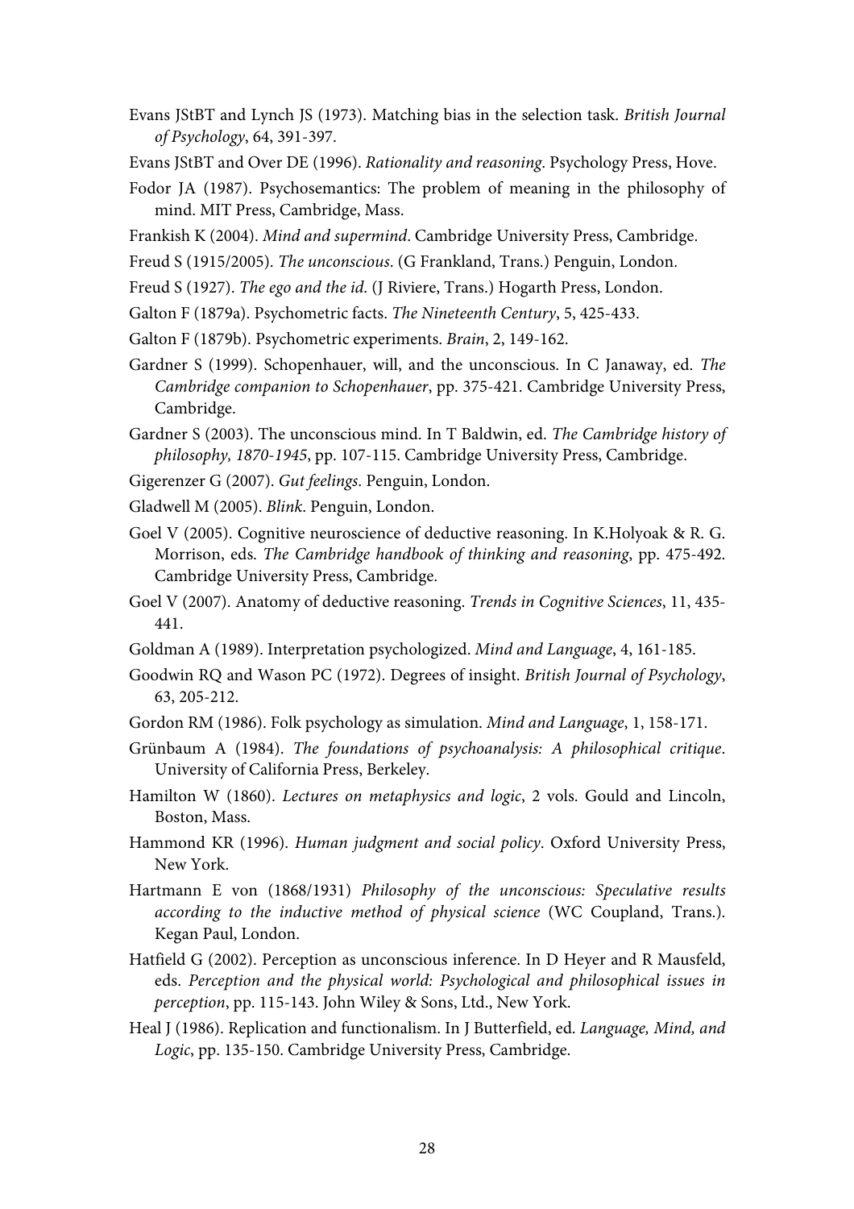Evans JStBT and Lynch JS (1973). Matching bias in the selection task. *British Journal of Psychology*, 64, 391-397.

Evans JStBT and Over DE (1996). *Rationality and reasoning*. Psychology Press, Hove.

Fodor JA (1987). Psychosemantics: The problem of meaning in the philosophy of mind. MIT Press, Cambridge, Mass.

Frankish K (2004). *Mind and supermind*. Cambridge University Press, Cambridge.

Freud S (1915/2005). *The unconscious*. (G Frankland, Trans.) Penguin, London.

Freud S (1927). *The ego and the id*. (J Riviere, Trans.) Hogarth Press, London.

Galton F (1879a). Psychometric facts. *The Nineteenth Century*, 5, 425-433.

Galton F (1879b). Psychometric experiments. *Brain*, 2, 149-162.

Gardner S (1999). Schopenhauer, will, and the unconscious. In C Janaway, ed. *The Cambridge companion to Schopenhauer*, pp. 375-421. Cambridge University Press, Cambridge.

Gardner S (2003). The unconscious mind. In T Baldwin, ed. *The Cambridge history of philosophy, 1870-1945*, pp. 107-115. Cambridge University Press, Cambridge.

Gigerenzer G (2007). *Gut feelings*. Penguin, London.

Gladwell M (2005). *Blink*. Penguin, London.

Goel V (2005). Cognitive neuroscience of deductive reasoning. In K.Holyoak & R. G. Morrison, eds. *The Cambridge handbook of thinking and reasoning*, pp. 475-492. Cambridge University Press, Cambridge.

Goel V (2007). Anatomy of deductive reasoning. *Trends in Cognitive Sciences*, 11, 435-441.

Goldman A (1989). Interpretation psychologized. *Mind and Language*, 4, 161-185.

Goodwin RQ and Wason PC (1972). Degrees of insight. *British Journal of Psychology*, 63, 205-212.

Gordon RM (1986). Folk psychology as simulation. *Mind and Language*, 1, 158-171.

Grünbaum A (1984). *The foundations of psychoanalysis: A philosophical critique*. University of California Press, Berkeley.

Hamilton W (1860). *Lectures on metaphysics and logic*, 2 vols. Gould and Lincoln, Boston, Mass.

Hammond KR (1996). *Human judgment and social policy*. Oxford University Press, New York.

Hartmann E von (1868/1931) *Philosophy of the unconscious: Speculative results according to the inductive method of physical science* (WC Coupland, Trans.). Kegan Paul, London.

Hatfield G (2002). Perception as unconscious inference. In D Heyer and R Mausfeld, eds. *Perception and the physical world: Psychological and philosophical issues in perception*, pp. 115-143. John Wiley & Sons, Ltd., New York.

Heal J (1986). Replication and functionalism. In J Butterfield, ed. *Language, Mind, and Logic*, pp. 135-150. Cambridge University Press, Cambridge.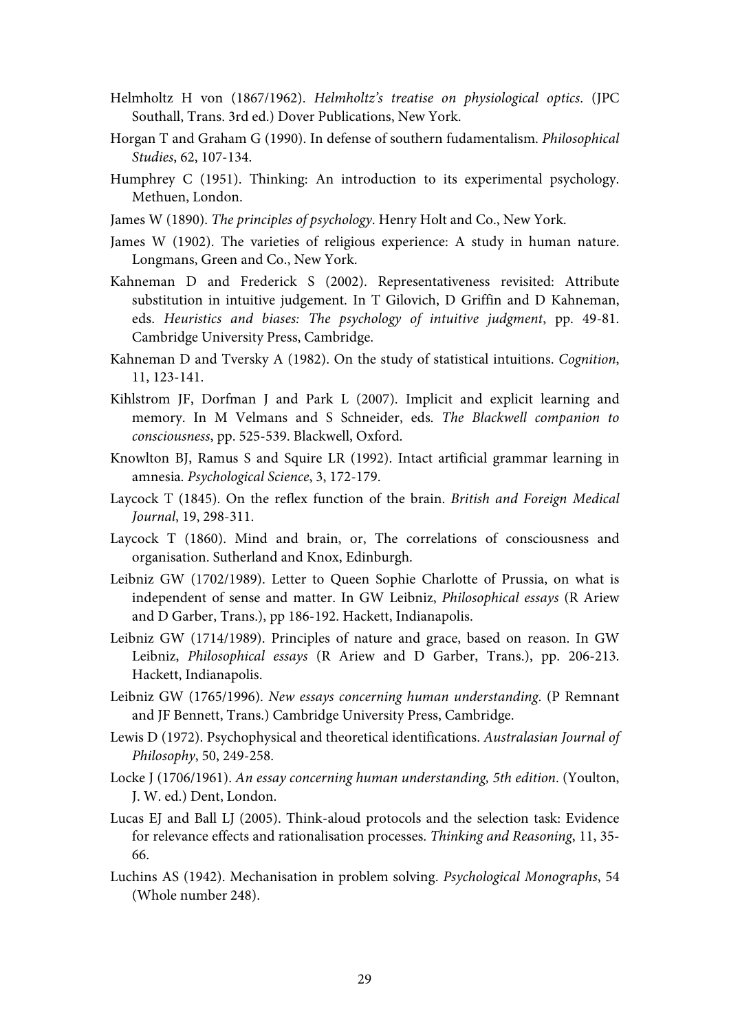Helmholtz H von (1867/1962). *Helmholtz's treatise on physiological optics*. (JPC Southall, Trans. 3rd ed.) Dover Publications, New York.

Horgan T and Graham G (1990). In defense of southern fudamentalism. *Philosophical Studies*, 62, 107-134.

Humphrey C (1951). Thinking: An introduction to its experimental psychology. Methuen, London.

James W (1890). *The principles of psychology*. Henry Holt and Co., New York.

James W (1902). The varieties of religious experience: A study in human nature. Longmans, Green and Co., New York.

Kahneman D and Frederick S (2002). Representativeness revisited: Attribute substitution in intuitive judgement. In T Gilovich, D Griffin and D Kahneman, eds. *Heuristics and biases: The psychology of intuitive judgment*, pp. 49-81. Cambridge University Press, Cambridge.

Kahneman D and Tversky A (1982). On the study of statistical intuitions. *Cognition*, 11, 123-141.

Kihlstrom JF, Dorfman J and Park L (2007). Implicit and explicit learning and memory. In M Velmans and S Schneider, eds. *The Blackwell companion to consciousness*, pp. 525-539. Blackwell, Oxford.

Knowlton BJ, Ramus S and Squire LR (1992). Intact artificial grammar learning in amnesia. *Psychological Science*, 3, 172-179.

Laycock T (1845). On the reflex function of the brain. *British and Foreign Medical Journal*, 19, 298-311.

Laycock T (1860). Mind and brain, or, The correlations of consciousness and organisation. Sutherland and Knox, Edinburgh.

Leibniz GW (1702/1989). Letter to Queen Sophie Charlotte of Prussia, on what is independent of sense and matter. In GW Leibniz, *Philosophical essays* (R Ariew and D Garber, Trans.), pp 186-192. Hackett, Indianapolis.

Leibniz GW (1714/1989). Principles of nature and grace, based on reason. In GW Leibniz, *Philosophical essays* (R Ariew and D Garber, Trans.), pp. 206-213. Hackett, Indianapolis.

Leibniz GW (1765/1996). *New essays concerning human understanding*. (P Remnant and JF Bennett, Trans.) Cambridge University Press, Cambridge.

Lewis D (1972). Psychophysical and theoretical identifications. *Australasian Journal of Philosophy*, 50, 249-258.

Locke J (1706/1961). *An essay concerning human understanding, 5th edition*. (Youlton, J. W. ed.) Dent, London.

Lucas EJ and Ball LJ (2005). Think-aloud protocols and the selection task: Evidence for relevance effects and rationalisation processes. *Thinking and Reasoning*, 11, 35-66.

Luchins AS (1942). Mechanisation in problem solving. *Psychological Monographs*, 54 (Whole number 248).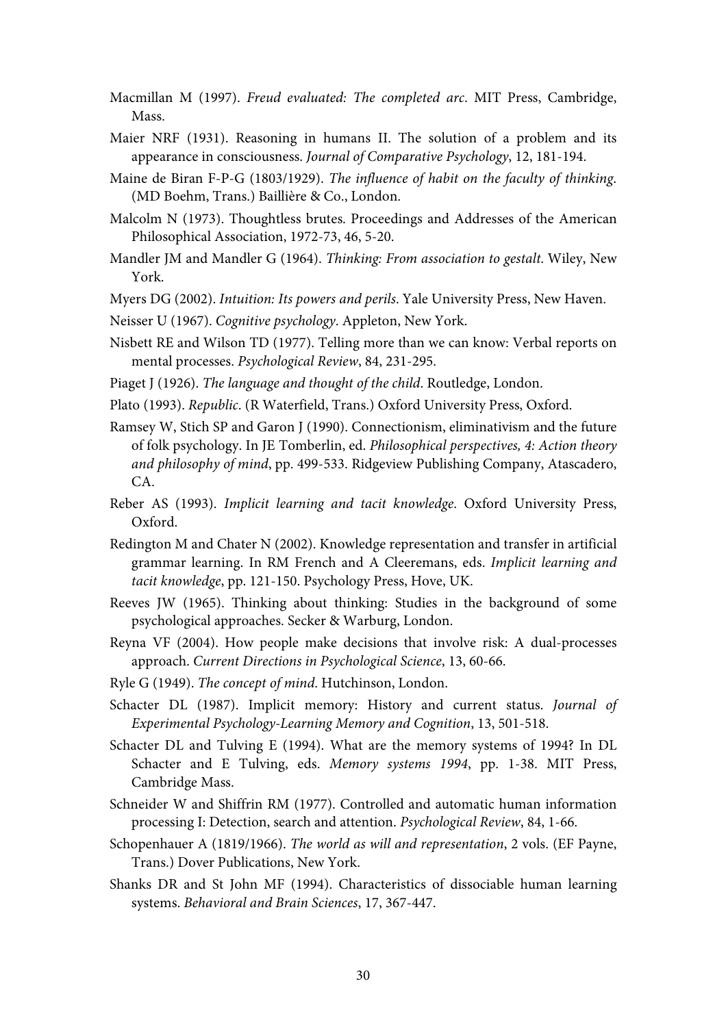Macmillan M (1997). *Freud evaluated: The completed arc*. MIT Press, Cambridge, Mass.

Maier NRF (1931). Reasoning in humans II. The solution of a problem and its appearance in consciousness. *Journal of Comparative Psychology*, 12, 181-194.

Maine de Biran F-P-G (1803/1929). *The influence of habit on the faculty of thinking*. (MD Boehm, Trans.) Baillière & Co., London.

Malcolm N (1973). Thoughtless brutes. Proceedings and Addresses of the American Philosophical Association, 1972-73, 46, 5-20.

Mandler JM and Mandler G (1964). *Thinking: From association to gestalt*. Wiley, New York.

Myers DG (2002). *Intuition: Its powers and perils*. Yale University Press, New Haven.

Neisser U (1967). *Cognitive psychology*. Appleton, New York.

Nisbett RE and Wilson TD (1977). Telling more than we can know: Verbal reports on mental processes. *Psychological Review*, 84, 231-295.

Piaget J (1926). *The language and thought of the child*. Routledge, London.

Plato (1993). *Republic*. (R Waterfield, Trans.) Oxford University Press, Oxford.

Ramsey W, Stich SP and Garon J (1990). Connectionism, eliminativism and the future of folk psychology. In JE Tomberlin, ed. *Philosophical perspectives, 4: Action theory and philosophy of mind*, pp. 499-533. Ridgeview Publishing Company, Atascadero, CA.

Reber AS (1993). *Implicit learning and tacit knowledge*. Oxford University Press, Oxford.

Redington M and Chater N (2002). Knowledge representation and transfer in artificial grammar learning. In RM French and A Cleeremans, eds. *Implicit learning and tacit knowledge*, pp. 121-150. Psychology Press, Hove, UK.

Reeves JW (1965). Thinking about thinking: Studies in the background of some psychological approaches. Secker & Warburg, London.

Reyna VF (2004). How people make decisions that involve risk: A dual-processes approach. *Current Directions in Psychological Science*, 13, 60-66.

Ryle G (1949). *The concept of mind*. Hutchinson, London.

Schacter DL (1987). Implicit memory: History and current status. *Journal of Experimental Psychology-Learning Memory and Cognition*, 13, 501-518.

Schacter DL and Tulving E (1994). What are the memory systems of 1994? In DL Schacter and E Tulving, eds. *Memory systems 1994*, pp. 1-38. MIT Press, Cambridge Mass.

Schneider W and Shiffrin RM (1977). Controlled and automatic human information processing I: Detection, search and attention. *Psychological Review*, 84, 1-66.

Schopenhauer A (1819/1966). *The world as will and representation*, 2 vols. (EF Payne, Trans.) Dover Publications, New York.

Shanks DR and St John MF (1994). Characteristics of dissociable human learning systems. *Behavioral and Brain Sciences*, 17, 367-447.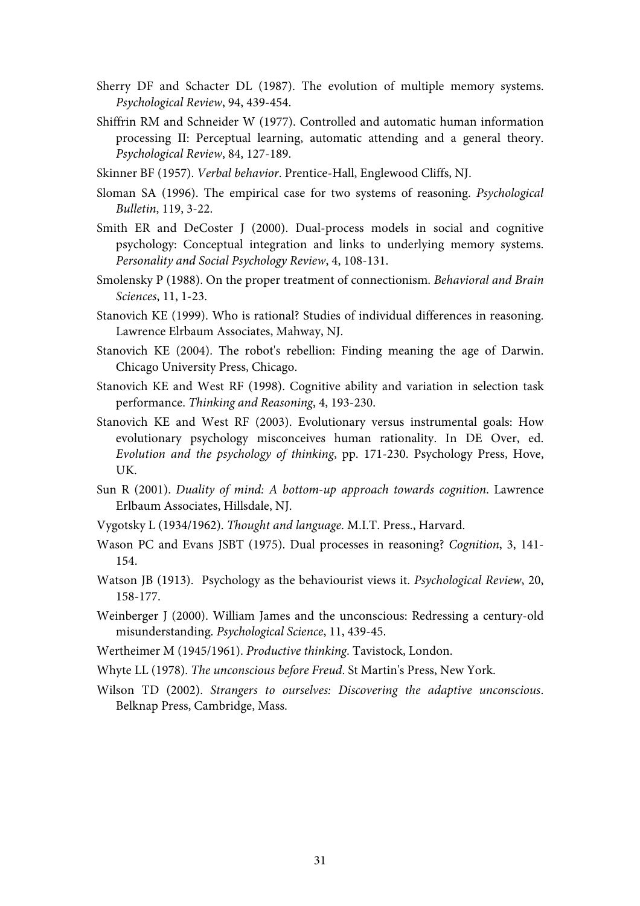Sherry DF and Schacter DL (1987). The evolution of multiple memory systems. *Psychological Review*, 94, 439-454.

Shiffrin RM and Schneider W (1977). Controlled and automatic human information processing II: Perceptual learning, automatic attending and a general theory. *Psychological Review*, 84, 127-189.

Skinner BF (1957). *Verbal behavior*. Prentice-Hall, Englewood Cliffs, NJ.

Sloman SA (1996). The empirical case for two systems of reasoning. *Psychological Bulletin*, 119, 3-22.

Smith ER and DeCoster J (2000). Dual-process models in social and cognitive psychology: Conceptual integration and links to underlying memory systems. *Personality and Social Psychology Review*, 4, 108-131.

Smolensky P (1988). On the proper treatment of connectionism. *Behavioral and Brain Sciences*, 11, 1-23.

Stanovich KE (1999). Who is rational? Studies of individual differences in reasoning. Lawrence Elrbaum Associates, Mahway, NJ.

Stanovich KE (2004). The robot's rebellion: Finding meaning the age of Darwin. Chicago University Press, Chicago.

Stanovich KE and West RF (1998). Cognitive ability and variation in selection task performance. *Thinking and Reasoning*, 4, 193-230.

Stanovich KE and West RF (2003). Evolutionary versus instrumental goals: How evolutionary psychology misconceives human rationality. In DE Over, ed. *Evolution and the psychology of thinking*, pp. 171-230. Psychology Press, Hove, UK.

Sun R (2001). *Duality of mind: A bottom-up approach towards cognition*. Lawrence Erlbaum Associates, Hillsdale, NJ.

Vygotsky L (1934/1962). *Thought and language*. M.I.T. Press., Harvard.

Wason PC and Evans JSBT (1975). Dual processes in reasoning? *Cognition*, 3, 141-154.

Watson JB (1913). Psychology as the behaviourist views it. *Psychological Review*, 20, 158-177.

Weinberger J (2000). William James and the unconscious: Redressing a century-old misunderstanding. *Psychological Science*, 11, 439-45.

Wertheimer M (1945/1961). *Productive thinking*. Tavistock, London.

Whyte LL (1978). *The unconscious before Freud*. St Martin's Press, New York.

Wilson TD (2002). *Strangers to ourselves: Discovering the adaptive unconscious*. Belknap Press, Cambridge, Mass.